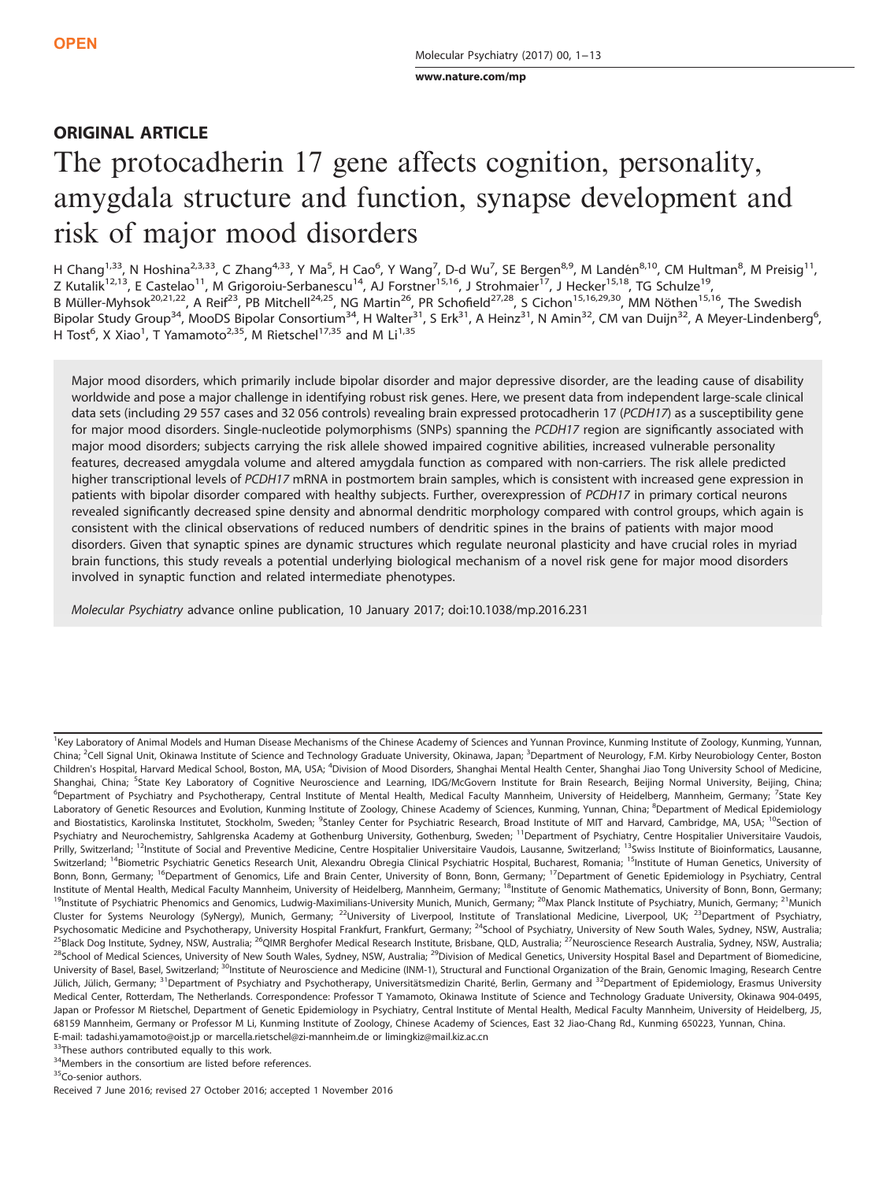OPEN

## ORIGINAL ARTICLE

# The protocadherin 17 gene affects cognition, personality, amygdala structure and function, synapse development and risk of major mood disorders

H Chang[1,33], N Hoshina[2,3,33], C Zhang[4,33], Y Ma[5], H Cao[6], Y Wang[7], D-d Wu[7], SE Bergen[8,9], M Landén[8,10], CM Hultman[8], M Preisig[11], Z Kutalik[12,13], E Castelao[11], M Grigoroiu-Serbanescu[14], AJ Forstner[15,16], J Strohmaier[17], J Hecker[15,18], TG Schulze[19], B Müller-Myhsok[20,21,22], A Reif[23], PB Mitchell[24,25], NG Martin[26], PR Schofield[27,28], S Cichon[15,16,29,30], MM Nöthen[15,16], The Swedish Bipolar Study Group[34], MooDS Bipolar Consortium[34], H Walter[31], S Erk[31], A Heinz[31], N Amin[32], CM van Duijn[32], A Meyer-Lindenberg[6], H Tost[6], X Xiao[1], T Yamamoto[2,35], M Rietschel[17,35] and M Li[1,35]

Major mood disorders, which primarily include bipolar disorder and major depressive disorder, are the leading cause of disability worldwide and pose a major challenge in identifying robust risk genes. Here, we present data from independent large-scale clinical data sets (including 29 557 cases and 32 056 controls) revealing brain expressed protocadherin 17 (*PCDH17*) as a susceptibility gene for major mood disorders. Single-nucleotide polymorphisms (SNPs) spanning the *PCDH17* region are significantly associated with major mood disorders; subjects carrying the risk allele showed impaired cognitive abilities, increased vulnerable personality features, decreased amygdala volume and altered amygdala function as compared with non-carriers. The risk allele predicted higher transcriptional levels of *PCDH17* mRNA in postmortem brain samples, which is consistent with increased gene expression in patients with bipolar disorder compared with healthy subjects. Further, overexpression of *PCDH17* in primary cortical neurons revealed significantly decreased spine density and abnormal dendritic morphology compared with control groups, which again is consistent with the clinical observations of reduced numbers of dendritic spines in the brains of patients with major mood disorders. Given that synaptic spines are dynamic structures which regulate neuronal plasticity and have crucial roles in myriad brain functions, this study reveals a potential underlying biological mechanism of a novel risk gene for major mood disorders involved in synaptic function and related intermediate phenotypes.

*Molecular Psychiatry* advance online publication, 10 January 2017; doi:10.1038/mp.2016.231

---

[1]Key Laboratory of Animal Models and Human Disease Mechanisms of the Chinese Academy of Sciences and Yunnan Province, Kunming Institute of Zoology, Kunming, Yunnan, China; [2]Cell Signal Unit, Okinawa Institute of Science and Technology Graduate University, Okinawa, Japan; [3]Department of Neurology, F.M. Kirby Neurobiology Center, Boston Children's Hospital, Harvard Medical School, Boston, MA, USA; [4]Division of Mood Disorders, Shanghai Mental Health Center, Shanghai Jiao Tong University School of Medicine, Shanghai, China; [5]State Key Laboratory of Cognitive Neuroscience and Learning, IDG/McGovern Institute for Brain Research, Beijing Normal University, Beijing, China; [6]Department of Psychiatry and Psychotherapy, Central Institute of Mental Health, Medical Faculty Mannheim, University of Heidelberg, Mannheim, Germany; [7]State Key Laboratory of Genetic Resources and Evolution, Kunming Institute of Zoology, Chinese Academy of Sciences, Kunming, Yunnan, China; [8]Department of Medical Epidemiology and Biostatistics, Karolinska Institutet, Stockholm, Sweden; [9]Stanley Center for Psychiatric Research, Broad Institute of MIT and Harvard, Cambridge, MA, USA; [10]Section of Psychiatry and Neurochemistry, Sahlgrenska Academy at Gothenburg University, Gothenburg, Sweden; [11]Department of Psychiatry, Centre Hospitalier Universitaire Vaudois, Prilly, Switzerland; [12]Institute of Social and Preventive Medicine, Centre Hospitalier Universitaire Vaudois, Lausanne, Switzerland; [13]Swiss Institute of Bioinformatics, Lausanne, Switzerland; [14]Biometric Psychiatric Genetics Research Unit, Alexandru Obregia Clinical Psychiatric Hospital, Bucharest, Romania; [15]Institute of Human Genetics, University of Bonn, Bonn, Germany; [16]Department of Genomics, Life and Brain Center, University of Bonn, Bonn, Germany; [17]Department of Genetic Epidemiology in Psychiatry, Central Institute of Mental Health, Medical Faculty Mannheim, University of Heidelberg, Mannheim, Germany; [18]Institute of Genomic Mathematics, University of Bonn, Bonn, Germany; [19]Institute of Psychiatric Phenomics and Genomics, Ludwig-Maximilians-University Munich, Munich, Germany; [20]Max Planck Institute of Psychiatry, Munich, Germany; [21]Munich Cluster for Systems Neurology (SyNergy), Munich, Germany; [22]University of Liverpool, Institute of Translational Medicine, Liverpool, UK; [23]Department of Psychiatry, Psychosomatic Medicine and Psychotherapy, University Hospital Frankfurt, Frankfurt, Germany; [24]School of Psychiatry, University of New South Wales, Sydney, NSW, Australia; [25]Black Dog Institute, Sydney, NSW, Australia; [26]QIMR Berghofer Medical Research Institute, Brisbane, QLD, Australia; [27]Neuroscience Research Australia, Sydney, NSW, Australia; [28]School of Medical Sciences, University of New South Wales, Sydney, NSW, Australia; [29]Division of Medical Genetics, University Hospital Basel and Department of Biomedicine, University of Basel, Basel, Switzerland; [30]Institute of Neuroscience and Medicine (INM-1), Structural and Functional Organization of the Brain, Genomic Imaging, Research Centre Jülich, Jülich, Germany; [31]Department of Psychiatry and Psychotherapy, Universitätsmedizin Charité, Berlin, Germany and [32]Department of Epidemiology, Erasmus University Medical Center, Rotterdam, The Netherlands. Correspondence: Professor T Yamamoto, Okinawa Institute of Science and Technology Graduate University, Okinawa 904-0495, Japan or Professor M Rietschel, Department of Genetic Epidemiology in Psychiatry, Central Institute of Mental Health, Medical Faculty Mannheim, University of Heidelberg, J5, 68159 Mannheim, Germany or Professor M Li, Kunming Institute of Zoology, Chinese Academy of Sciences, East 32 Jiao-Chang Rd., Kunming 650223, Yunnan, China.
E-mail: tadashi.yamamoto@oist.jp or marcella.rietschel@zi-mannheim.de or limingkiz@mail.kiz.ac.cn

[33]These authors contributed equally to this work.

[34]Members in the consortium are listed before references.

[35]Co-senior authors.

Received 7 June 2016; revised 27 October 2016; accepted 1 November 2016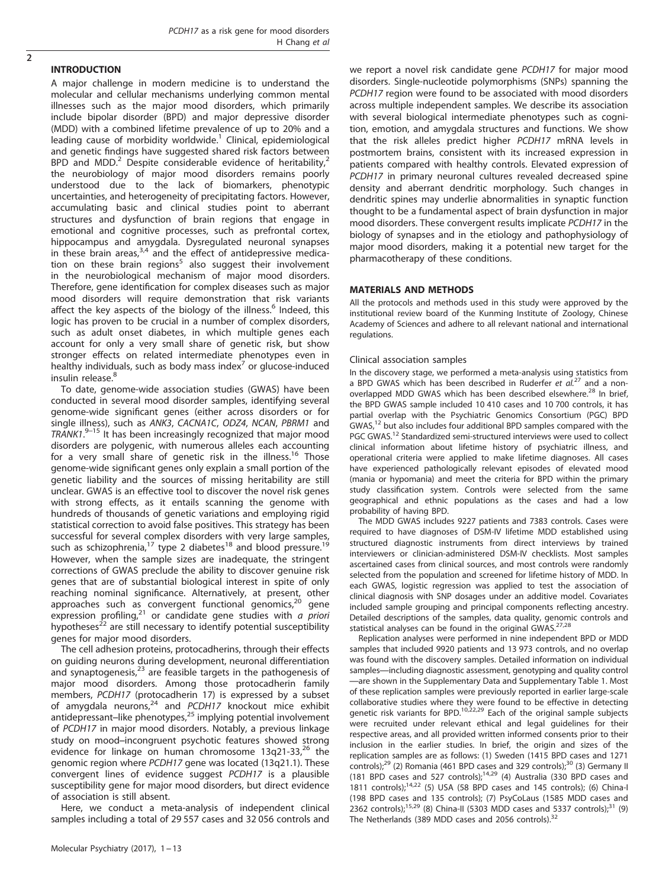## INTRODUCTION

A major challenge in modern medicine is to understand the molecular and cellular mechanisms underlying common mental illnesses such as the major mood disorders, which primarily include bipolar disorder (BPD) and major depressive disorder (MDD) with a combined lifetime prevalence of up to 20% and a leading cause of morbidity worldwide.[1] Clinical, epidemiological and genetic findings have suggested shared risk factors between BPD and MDD.[2] Despite considerable evidence of heritability,[2] the neurobiology of major mood disorders remains poorly understood due to the lack of biomarkers, phenotypic uncertainties, and heterogeneity of precipitating factors. However, accumulating basic and clinical studies point to aberrant structures and dysfunction of brain regions that engage in emotional and cognitive processes, such as prefrontal cortex, hippocampus and amygdala. Dysregulated neuronal synapses in these brain areas,[3,4] and the effect of antidepressive medication on these brain regions[5] also suggest their involvement in the neurobiological mechanism of major mood disorders. Therefore, gene identification for complex diseases such as major mood disorders will require demonstration that risk variants affect the key aspects of the biology of the illness.[6] Indeed, this logic has proven to be crucial in a number of complex disorders, such as adult onset diabetes, in which multiple genes each account for only a very small share of genetic risk, but show stronger effects on related intermediate phenotypes even in healthy individuals, such as body mass index[7] or glucose-induced insulin release.[8]

To date, genome-wide association studies (GWAS) have been conducted in several mood disorder samples, identifying several genome-wide significant genes (either across disorders or for single illness), such as *ANK3*, *CACNA1C*, *ODZ4*, *NCAN*, *PBRM1* and *TRANK1*.[9–15] It has been increasingly recognized that major mood disorders are polygenic, with numerous alleles each accounting for a very small share of genetic risk in the illness.[16] Those genome-wide significant genes only explain a small portion of the genetic liability and the sources of missing heritability are still unclear. GWAS is an effective tool to discover the novel risk genes with strong effects, as it entails scanning the genome with hundreds of thousands of genetic variations and employing rigid statistical correction to avoid false positives. This strategy has been successful for several complex disorders with very large samples, such as schizophrenia,[17] type 2 diabetes[18] and blood pressure.[19] However, when the sample sizes are inadequate, the stringent corrections of GWAS preclude the ability to discover genuine risk genes that are of substantial biological interest in spite of only reaching nominal significance. Alternatively, at present, other approaches such as convergent functional genomics,[20] gene expression profiling,[21] or candidate gene studies with *a priori* hypotheses[22] are still necessary to identify potential susceptibility genes for major mood disorders.

The cell adhesion proteins, protocadherins, through their effects on guiding neurons during development, neuronal differentiation and synaptogenesis,[23] are feasible targets in the pathogenesis of major mood disorders. Among those protocadherin family members, *PCDH17* (protocadherin 17) is expressed by a subset of amygdala neurons,[24] and *PCDH17* knockout mice exhibit antidepressant–like phenotypes,[25] implying potential involvement of *PCDH17* in major mood disorders. Notably, a previous linkage study on mood–incongruent psychotic features showed strong evidence for linkage on human chromosome 13q21-33,[26] the genomic region where *PCDH17* gene was located (13q21.1). These convergent lines of evidence suggest *PCDH17* is a plausible susceptibility gene for major mood disorders, but direct evidence of association is still absent.

Here, we conduct a meta-analysis of independent clinical samples including a total of 29 557 cases and 32 056 controls and we report a novel risk candidate gene *PCDH17* for major mood disorders. Single-nucleotide polymorphisms (SNPs) spanning the *PCDH17* region were found to be associated with mood disorders across multiple independent samples. We describe its association with several biological intermediate phenotypes such as cognition, emotion, and amygdala structures and functions. We show that the risk alleles predict higher *PCDH17* mRNA levels in postmortem brains, consistent with its increased expression in patients compared with healthy controls. Elevated expression of *PCDH17* in primary neuronal cultures revealed decreased spine density and aberrant dendritic morphology. Such changes in dendritic spines may underlie abnormalities in synaptic function thought to be a fundamental aspect of brain dysfunction in major mood disorders. These convergent results implicate *PCDH17* in the biology of synapses and in the etiology and pathophysiology of major mood disorders, making it a potential new target for the pharmacotherapy of these conditions.

## MATERIALS AND METHODS

All the protocols and methods used in this study were approved by the institutional review board of the Kunming Institute of Zoology, Chinese Academy of Sciences and adhere to all relevant national and international regulations.

### Clinical association samples

In the discovery stage, we performed a meta-analysis using statistics from a BPD GWAS which has been described in Ruderfer *et al.*[27] and a non-overlapped MDD GWAS which has been described elsewhere.[28] In brief, the BPD GWAS sample included 10 410 cases and 10 700 controls, it has partial overlap with the Psychiatric Genomics Consortium (PGC) BPD GWAS,[12] but also includes four additional BPD samples compared with the PGC GWAS.[12] Standardized semi-structured interviews were used to collect clinical information about lifetime history of psychiatric illness, and operational criteria were applied to make lifetime diagnoses. All cases have experienced pathologically relevant episodes of elevated mood (mania or hypomania) and meet the criteria for BPD within the primary study classification system. Controls were selected from the same geographical and ethnic populations as the cases and had a low probability of having BPD.

The MDD GWAS includes 9227 patients and 7383 controls. Cases were required to have diagnoses of DSM-IV lifetime MDD established using structured diagnostic instruments from direct interviews by trained interviewers or clinician-administered DSM-IV checklists. Most samples ascertained cases from clinical sources, and most controls were randomly selected from the population and screened for lifetime history of MDD. In each GWAS, logistic regression was applied to test the association of clinical diagnosis with SNP dosages under an additive model. Covariates included sample grouping and principal components reflecting ancestry. Detailed descriptions of the samples, data quality, genomic controls and statistical analyses can be found in the original GWAS.[27,28]

Replication analyses were performed in nine independent BPD or MDD samples that included 9920 patients and 13 973 controls, and no overlap was found with the discovery samples. Detailed information on individual samples—including diagnostic assessment, genotyping and quality control—are shown in the Supplementary Data and Supplementary Table 1. Most of these replication samples were previously reported in earlier large-scale collaborative studies where they were found to be effective in detecting genetic risk variants for BPD.[10,22,29] Each of the original sample subjects were recruited under relevant ethical and legal guidelines for their respective areas, and all provided written informed consents prior to their inclusion in the earlier studies. In brief, the origin and sizes of the replication samples are as follows: (1) Sweden (1415 BPD cases and 1271 controls);[29] (2) Romania (461 BPD cases and 329 controls);[30] (3) Germany II (181 BPD cases and 527 controls);[14,29] (4) Australia (330 BPD cases and 1811 controls);[14,22] (5) USA (58 BPD cases and 145 controls); (6) China-I (198 BPD cases and 135 controls); (7) PsyCoLaus (1585 MDD cases and 2362 controls);[15,29] (8) China-II (5303 MDD cases and 5337 controls);[31] (9) The Netherlands (389 MDD cases and 2056 controls).[32]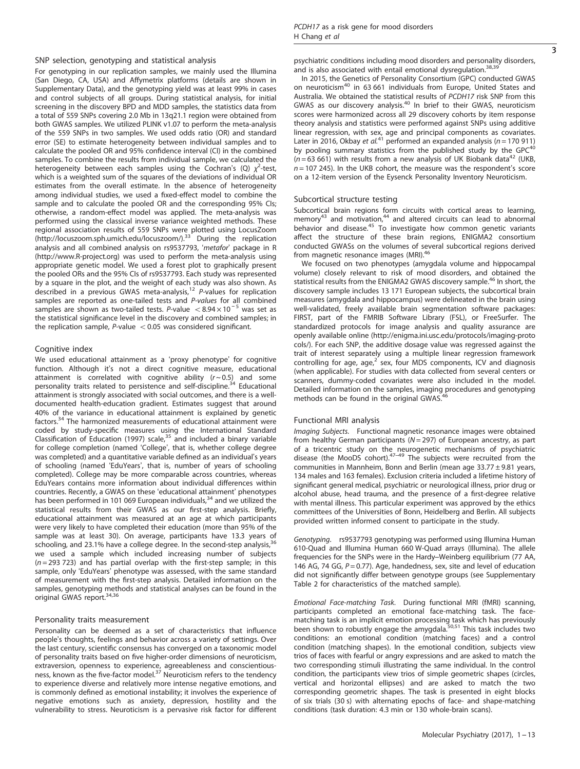## SNP selection, genotyping and statistical analysis

For genotyping in our replication samples, we mainly used the Illumina (San Diego, CA, USA) and Affymetrix platforms (details are shown in Supplementary Data), and the genotyping yield was at least 99% in cases and control subjects of all groups. During statistical analysis, for initial screening in the discovery BPD and MDD samples, the statistics data from a total of 559 SNPs covering 2.0 Mb in 13q21.1 region were obtained from both GWAS samples. We utilized PLINK v1.07 to perform the meta-analysis of the 559 SNPs in two samples. We used odds ratio (OR) and standard error (SE) to estimate heterogeneity between individual samples and to calculate the pooled OR and 95% confidence interval (CI) in the combined samples. To combine the results from individual sample, we calculated the heterogeneity between each samples using the Cochran's (Q) $\chi^2$-test, which is a weighted sum of the squares of the deviations of individual OR estimates from the overall estimate. In the absence of heterogeneity among individual studies, we used a fixed-effect model to combine the sample and to calculate the pooled OR and the corresponding 95% CIs; otherwise, a random-effect model was applied. The meta-analysis was performed using the classical inverse variance weighted methods. These regional association results of 559 SNPs were plotted using LocusZoom (http://locuszoom.sph.umich.edu/locuszoom/).[33] During the replication analysis and all combined analysis on rs9537793, '*metafor*' package in R (http://www.R-project.org) was used to perform the meta-analysis using appropriate genetic model. We used a forest plot to graphically present the pooled ORs and the 95% CIs of rs9537793. Each study was represented by a square in the plot, and the weight of each study was also shown. As described in a previous GWAS meta-analysis,[12] *P*-values for replication samples are reported as one-tailed tests and *P-values* for all combined samples are shown as two-tailed tests. *P*-value $< 8.94 \times 10^{-5}$ was set as the statistical significance level in the discovery and combined samples; in the replication sample, *P*-value $< 0.05$ was considered significant.

## Cognitive index

We used educational attainment as a 'proxy phenotype' for cognitive function. Although it's not a direct cognitive measure, educational attainment is correlated with cognitive ability ($r \sim 0.5$) and some personality traits related to persistence and self-discipline.[34] Educational attainment is strongly associated with social outcomes, and there is a well-documented health-education gradient. Estimates suggest that around 40% of the variance in educational attainment is explained by genetic factors.[34] The harmonized measurements of educational attainment were coded by study-specific measures using the International Standard Classification of Education (1997) scale,[35] and included a binary variable for college completion (named 'College', that is, whether college degree was completed) and a quantitative variable defined as an individual's years of schooling (named 'EduYears', that is, number of years of schooling completed). College may be more comparable across countries, whereas EduYears contains more information about individual differences within countries. Recently, a GWAS on these 'educational attainment' phenotypes has been performed in 101 069 European individuals,[34] and we utilized the statistical results from their GWAS as our first-step analysis. Briefly, educational attainment was measured at an age at which participants were very likely to have completed their education (more than 95% of the sample was at least 30). On average, participants have 13.3 years of schooling, and 23.1% have a college degree. In the second-step analysis,[36] we used a sample which included increasing number of subjects ($n = 293\,723$) and has partial overlap with the first-step sample; in this sample, only 'EduYears' phenotype was assessed, with the same standard of measurement with the first-step analysis. Detailed information on the samples, genotyping methods and statistical analyses can be found in the original GWAS report.[34,36]

## Personality traits measurement

Personality can be deemed as a set of characteristics that influence people's thoughts, feelings and behavior across a variety of settings. Over the last century, scientific consensus has converged on a taxonomic model of personality traits based on five higher-order dimensions of neuroticism, extraversion, openness to experience, agreeableness and conscientiousness, known as the five-factor model.[37] Neuroticism refers to the tendency to experience diverse and relatively more intense negative emotions, and is commonly defined as emotional instability; it involves the experience of negative emotions such as anxiety, depression, hostility and the vulnerability to stress. Neuroticism is a pervasive risk factor for different psychiatric conditions including mood disorders and personality disorders, and is also associated with entail emotional dysregulation.[38,39]

In 2015, the Genetics of Personality Consortium (GPC) conducted GWAS on neuroticism[40] in 63 661 individuals from Europe, United States and Australia. We obtained the statistical results of *PCDH17* risk SNP from this GWAS as our discovery analysis.[40] In brief to their GWAS, neuroticism scores were harmonized across all 29 discovery cohorts by item response theory analysis and statistics were performed against SNPs using additive linear regression, with sex, age and principal components as covariates. Later in 2016, Okbay *et al.*[41] performed an expanded analysis ($n = 170\,911$) by pooling summary statistics from the published study by the GPC[40] ($n = 63\,661$) with results from a new analysis of UK Biobank data[42] (UKB, $n = 107\,245$). In the UKB cohort, the measure was the respondent's score on a 12-item version of the Eysenck Personality Inventory Neuroticism.

## Subcortical structure testing

Subcortical brain regions form circuits with cortical areas to learning, memory[43] and motivation,[44] and altered circuits can lead to abnormal behavior and disease.[45] To investigate how common genetic variants affect the structure of these brain regions, ENIGMA2 consortium conducted GWASs on the volumes of several subcortical regions derived from magnetic resonance images (MRI).[46]

We focused on two phenotypes (amygdala volume and hippocampal volume) closely relevant to risk of mood disorders, and obtained the statistical results from the ENIGMA2 GWAS discovery sample.[46] In short, the discovery sample includes 13 171 European subjects, the subcortical brain measures (amygdala and hippocampus) were delineated in the brain using well-validated, freely available brain segmentation software packages: FIRST, part of the FMRIB Software Library (FSL), or FreeSurfer. The standardized protocols for image analysis and quality assurance are openly available online (http://enigma.ini.usc.edu/protocols/imaging-protocols/). For each SNP, the additive dosage value was regressed against the trait of interest separately using a multiple linear regression framework controlling for age, age,[2] sex, four MDS components, ICV and diagnosis (when applicable). For studies with data collected from several centers or scanners, dummy-coded covariates were also included in the model. Detailed information on the samples, imaging procedures and genotyping methods can be found in the original GWAS.[46]

## Functional MRI analysis

*Imaging Subjects.* Functional magnetic resonance images were obtained from healthy German participants ($N = 297$) of European ancestry, as part of a tricentric study on the neurogenetic mechanisms of psychiatric disease (the MooDS cohort).[47–49] The subjects were recruited from the communities in Mannheim, Bonn and Berlin (mean age $33.77 \pm 9.81$ years, 134 males and 163 females). Exclusion criteria included a lifetime history of significant general medical, psychiatric or neurological illness, prior drug or alcohol abuse, head trauma, and the presence of a first-degree relative with mental illness. This particular experiment was approved by the ethics committees of the Universities of Bonn, Heidelberg and Berlin. All subjects provided written informed consent to participate in the study.

*Genotyping.* rs9537793 genotyping was performed using Illumina Human 610-Quad and Illumina Human 660 W-Quad arrays (Illumina). The allele frequencies for the SNPs were in the Hardy–Weinberg equilibrium (77 AA, 146 AG, 74 GG, $P = 0.77$). Age, handedness, sex, site and level of education did not significantly differ between genotype groups (see Supplementary Table 2 for characteristics of the matched sample).

*Emotional Face-matching Task.* During functional MRI (fMRI) scanning, participants completed an emotional face-matching task. The face-matching task is an implicit emotion processing task which has previously been shown to robustly engage the amygdala.[50,51] This task includes two conditions: an emotional condition (matching faces) and a control condition (matching shapes). In the emotional condition, subjects view trios of faces with fearful or angry expressions and are asked to match the two corresponding stimuli illustrating the same individual. In the control condition, the participants view trios of simple geometric shapes (circles, vertical and horizontal ellipses) and are asked to match the two corresponding geometric shapes. The task is presented in eight blocks of six trials (30 s) with alternating epochs of face- and shape-matching conditions (task duration: 4.3 min or 130 whole-brain scans).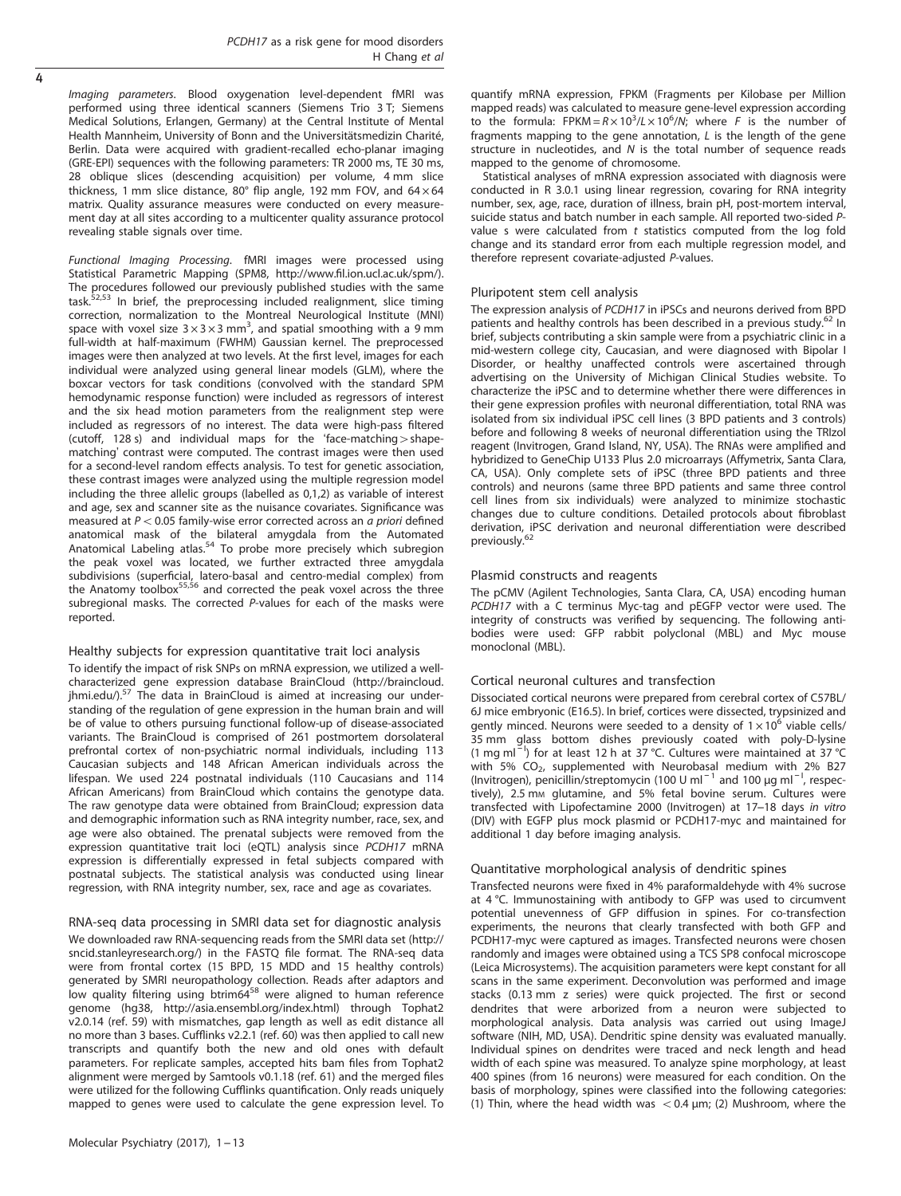*Imaging parameters*. Blood oxygenation level-dependent fMRI was performed using three identical scanners (Siemens Trio 3 T; Siemens Medical Solutions, Erlangen, Germany) at the Central Institute of Mental Health Mannheim, University of Bonn and the Universitätsmedizin Charité, Berlin. Data were acquired with gradient-recalled echo-planar imaging (GRE-EPI) sequences with the following parameters: TR 2000 ms, TE 30 ms, 28 oblique slices (descending acquisition) per volume, 4 mm slice thickness, 1 mm slice distance, 80° flip angle, 192 mm FOV, and $64 \times 64$ matrix. Quality assurance measures were conducted on every measurement day at all sites according to a multicenter quality assurance protocol revealing stable signals over time.

*Functional Imaging Processing*. fMRI images were processed using Statistical Parametric Mapping (SPM8, http://www.fil.ion.ucl.ac.uk/spm/). The procedures followed our previously published studies with the same task.[52,53] In brief, the preprocessing included realignment, slice timing correction, normalization to the Montreal Neurological Institute (MNI) space with voxel size $3 \times 3 \times 3$ mm$^3$, and spatial smoothing with a 9 mm full-width at half-maximum (FWHM) Gaussian kernel. The preprocessed images were then analyzed at two levels. At the first level, images for each individual were analyzed using general linear models (GLM), where the boxcar vectors for task conditions (convolved with the standard SPM hemodynamic response function) were included as regressors of interest and the six head motion parameters from the realignment step were included as regressors of no interest. The data were high-pass filtered (cutoff, 128 s) and individual maps for the 'face-matching > shape-matching' contrast were computed. The contrast images were then used for a second-level random effects analysis. To test for genetic association, these contrast images were analyzed using the multiple regression model including the three allelic groups (labelled as 0,1,2) as variable of interest and age, sex and scanner site as the nuisance covariates. Significance was measured at $P < 0.05$ family-wise error corrected across an *a priori* defined anatomical mask of the bilateral amygdala from the Automated Anatomical Labeling atlas.[54] To probe more precisely which subregion the peak voxel was located, we further extracted three amygdala subdivisions (superficial, latero-basal and centro-medial complex) from the Anatomy toolbox[55,56] and corrected the peak voxel across the three subregional masks. The corrected *P*-values for each of the masks were reported.

## Healthy subjects for expression quantitative trait loci analysis

To identify the impact of risk SNPs on mRNA expression, we utilized a well-characterized gene expression database BrainCloud (http://braincloud.jhmi.edu/).[57] The data in BrainCloud is aimed at increasing our understanding of the regulation of gene expression in the human brain and will be of value to others pursuing functional follow-up of disease-associated variants. The BrainCloud is comprised of 261 postmortem dorsolateral prefrontal cortex of non-psychiatric normal individuals, including 113 Caucasian subjects and 148 African American individuals across the lifespan. We used 224 postnatal individuals (110 Caucasians and 114 African Americans) from BrainCloud which contains the genotype data. The raw genotype data were obtained from BrainCloud; expression data and demographic information such as RNA integrity number, race, sex, and age were also obtained. The prenatal subjects were removed from the expression quantitative trait loci (eQTL) analysis since *PCDH17* mRNA expression is differentially expressed in fetal subjects compared with postnatal subjects. The statistical analysis was conducted using linear regression, with RNA integrity number, sex, race and age as covariates.

## RNA-seq data processing in SMRI data set for diagnostic analysis

We downloaded raw RNA-sequencing reads from the SMRI data set (http://sncid.stanleyresearch.org/) in the FASTQ file format. The RNA-seq data were from frontal cortex (15 BPD, 15 MDD and 15 healthy controls) generated by SMRI neuropathology collection. Reads after adaptors and low quality filtering using btrim64[58] were aligned to human reference genome (hg38, http://asia.ensembl.org/index.html) through Tophat2 v2.0.14 (ref. 59) with mismatches, gap length as well as edit distance all no more than 3 bases. Cufflinks v2.2.1 (ref. 60) was then applied to call new transcripts and quantify both the new and old ones with default parameters. For replicate samples, accepted hits bam files from Tophat2 alignment were merged by Samtools v0.1.18 (ref. 61) and the merged files were utilized for the following Cufflinks quantification. Only reads uniquely mapped to genes were used to calculate the gene expression level. To quantify mRNA expression, FPKM (Fragments per Kilobase per Million mapped reads) was calculated to measure gene-level expression according to the formula: $\text{FPKM} = R \times 10^3/L \times 10^6/N$; where *F* is the number of fragments mapping to the gene annotation, *L* is the length of the gene structure in nucleotides, and *N* is the total number of sequence reads mapped to the genome of chromosome.

Statistical analyses of mRNA expression associated with diagnosis were conducted in R 3.0.1 using linear regression, covaring for RNA integrity number, sex, age, race, duration of illness, brain pH, post-mortem interval, suicide status and batch number in each sample. All reported two-sided *P*-value s were calculated from *t* statistics computed from the log fold change and its standard error from each multiple regression model, and therefore represent covariate-adjusted *P*-values.

## Pluripotent stem cell analysis

The expression analysis of *PCDH17* in iPSCs and neurons derived from BPD patients and healthy controls has been described in a previous study.[62] In brief, subjects contributing a skin sample were from a psychiatric clinic in a mid-western college city, Caucasian, and were diagnosed with Bipolar I Disorder, or healthy unaffected controls were ascertained through advertising on the University of Michigan Clinical Studies website. To characterize the iPSC and to determine whether there were differences in their gene expression profiles with neuronal differentiation, total RNA was isolated from six individual iPSC cell lines (3 BPD patients and 3 controls) before and following 8 weeks of neuronal differentiation using the TRIzol reagent (Invitrogen, Grand Island, NY, USA). The RNAs were amplified and hybridized to GeneChip U133 Plus 2.0 microarrays (Affymetrix, Santa Clara, CA, USA). Only complete sets of iPSC (three BPD patients and three controls) and neurons (same three BPD patients and same three control cell lines from six individuals) were analyzed to minimize stochastic changes due to culture conditions. Detailed protocols about fibroblast derivation, iPSC derivation and neuronal differentiation were described previously.[62]

## Plasmid constructs and reagents

The pCMV (Agilent Technologies, Santa Clara, CA, USA) encoding human *PCDH17* with a C terminus Myc-tag and pEGFP vector were used. The integrity of constructs was verified by sequencing. The following antibodies were used: GFP rabbit polyclonal (MBL) and Myc mouse monoclonal (MBL).

## Cortical neuronal cultures and transfection

Dissociated cortical neurons were prepared from cerebral cortex of C57BL/6J mice embryonic (E16.5). In brief, cortices were dissected, trypsinized and gently minced. Neurons were seeded to a density of $1 \times 10^6$ viable cells/35 mm glass bottom dishes previously coated with poly-D-lysine (1 mg ml$^{-1}$) for at least 12 h at 37 °C. Cultures were maintained at 37 °C with 5% $CO_2$, supplemented with Neurobasal medium with 2% B27 (Invitrogen), penicillin/streptomycin (100 U ml$^{-1}$ and 100 μg ml$^{-1}$, respectively), 2.5 mM glutamine, and 5% fetal bovine serum. Cultures were transfected with Lipofectamine 2000 (Invitrogen) at 17–18 days *in vitro* (DIV) with EGFP plus mock plasmid or PCDH17-myc and maintained for additional 1 day before imaging analysis.

## Quantitative morphological analysis of dendritic spines

Transfected neurons were fixed in 4% paraformaldehyde with 4% sucrose at 4 °C. Immunostaining with antibody to GFP was used to circumvent potential unevenness of GFP diffusion in spines. For co-transfection experiments, the neurons that clearly transfected with both GFP and PCDH17-myc were captured as images. Transfected neurons were chosen randomly and images were obtained using a TCS SP8 confocal microscope (Leica Microsystems). The acquisition parameters were kept constant for all scans in the same experiment. Deconvolution was performed and image stacks (0.13 mm z series) were quick projected. The first or second dendrites that were arborized from a neuron were subjected to morphological analysis. Data analysis was carried out using ImageJ software (NIH, MD, USA). Dendritic spine density was evaluated manually. Individual spines on dendrites were traced and neck length and head width of each spine was measured. To analyze spine morphology, at least 400 spines (from 16 neurons) were measured for each condition. On the basis of morphology, spines were classified into the following categories: (1) Thin, where the head width was $< 0.4$ μm; (2) Mushroom, where the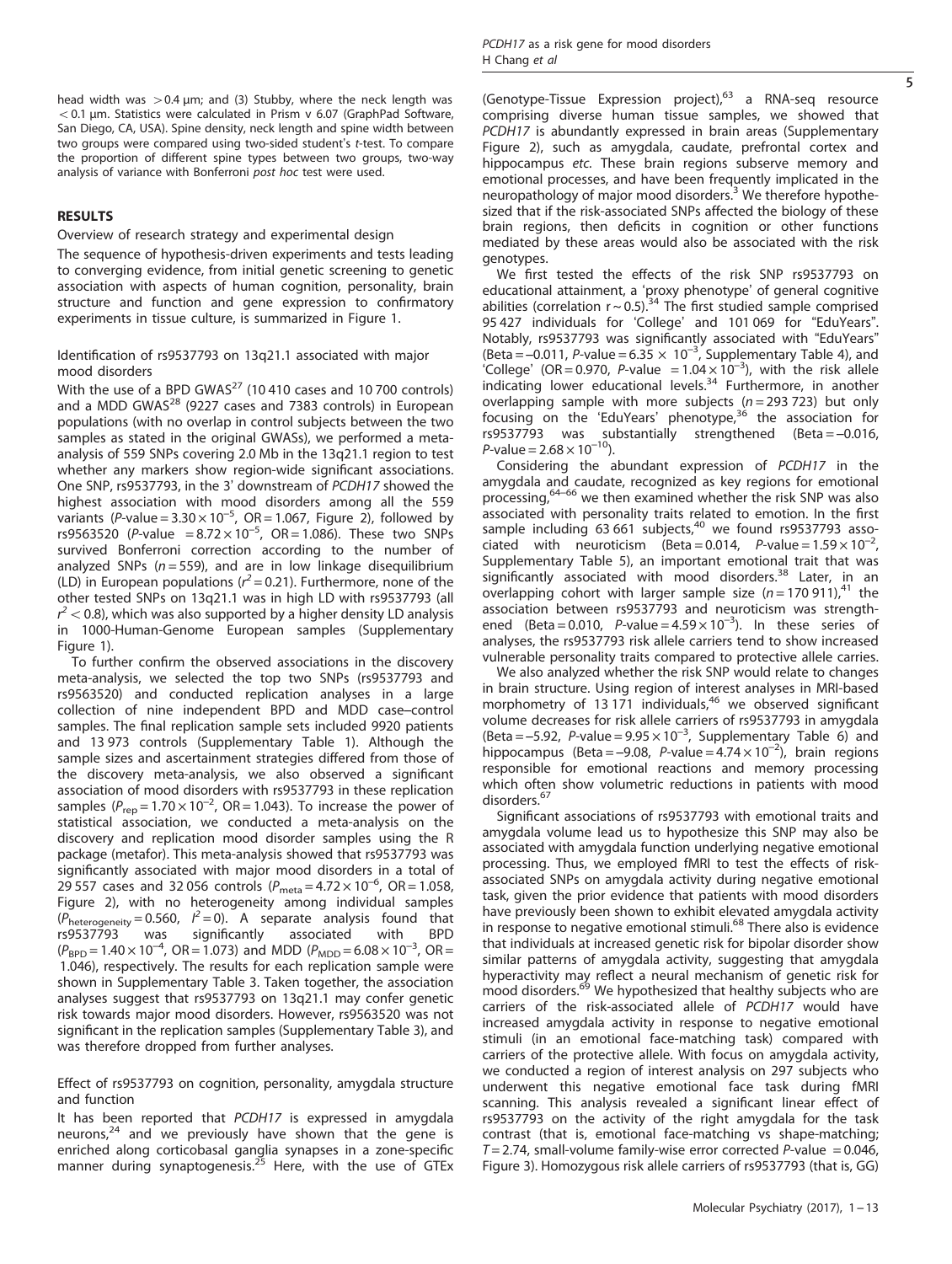head width was $>0.4$ μm; and (3) Stubby, where the neck length was $<0.1$ μm. Statistics were calculated in Prism v 6.07 (GraphPad Software, San Diego, CA, USA). Spine density, neck length and spine width between two groups were compared using two-sided student's *t*-test. To compare the proportion of different spine types between two groups, two-way analysis of variance with Bonferroni *post hoc* test were used.

## RESULTS

### Overview of research strategy and experimental design

The sequence of hypothesis-driven experiments and tests leading to converging evidence, from initial genetic screening to genetic association with aspects of human cognition, personality, brain structure and function and gene expression to confirmatory experiments in tissue culture, is summarized in Figure 1.

### Identification of rs9537793 on 13q21.1 associated with major mood disorders

With the use of a BPD GWAS[27] (10 410 cases and 10 700 controls) and a MDD GWAS[28] (9227 cases and 7383 controls) in European populations (with no overlap in control subjects between the two samples as stated in the original GWASs), we performed a meta-analysis of 559 SNPs covering 2.0 Mb in the 13q21.1 region to test whether any markers show region-wide significant associations. One SNP, rs9537793, in the 3′ downstream of *PCDH17* showed the highest association with mood disorders among all the 559 variants ($P$-value $=3.30\times10^{-5}$, OR $=1.067$, Figure 2), followed by rs9563520 ($P$-value $=8.72\times10^{-5}$, OR $=1.086$). These two SNPs survived Bonferroni correction according to the number of analyzed SNPs ($n=559$), and are in low linkage disequilibrium (LD) in European populations ($r^2=0.21$). Furthermore, none of the other tested SNPs on 13q21.1 was in high LD with rs9537793 (all $r^2<0.8$), which was also supported by a higher density LD analysis in 1000-Human-Genome European samples (Supplementary Figure 1).

To further confirm the observed associations in the discovery meta-analysis, we selected the top two SNPs (rs9537793 and rs9563520) and conducted replication analyses in a large collection of nine independent BPD and MDD case–control samples. The final replication sample sets included 9920 patients and 13 973 controls (Supplementary Table 1). Although the sample sizes and ascertainment strategies differed from those of the discovery meta-analysis, we also observed a significant association of mood disorders with rs9537793 in these replication samples ($P_{rep}=1.70\times10^{-2}$, OR $=1.043$). To increase the power of statistical association, we conducted a meta-analysis on the discovery and replication mood disorder samples using the R package (metafor). This meta-analysis showed that rs9537793 was significantly associated with major mood disorders in a total of 29 557 cases and 32 056 controls ($P_{meta}=4.72\times10^{-6}$, OR $=1.058$, Figure 2), with no heterogeneity among individual samples ($P_{heterogeneity}=0.560$, $I^2=0$). A separate analysis found that rs9537793 was significantly associated with BPD ($P_{BPD}=1.40\times10^{-4}$, OR $=1.073$) and MDD ($P_{MDD}=6.08\times10^{-3}$, OR $=1.046$), respectively. The results for each replication sample were shown in Supplementary Table 3. Taken together, the association analyses suggest that rs9537793 on 13q21.1 may confer genetic risk towards major mood disorders. However, rs9563520 was not significant in the replication samples (Supplementary Table 3), and was therefore dropped from further analyses.

### Effect of rs9537793 on cognition, personality, amygdala structure and function

It has been reported that *PCDH17* is expressed in amygdala neurons,[24] and we previously have shown that the gene is enriched along corticobasal ganglia synapses in a zone-specific manner during synaptogenesis.[25] Here, with the use of GTEx (Genotype-Tissue Expression project),[63] a RNA-seq resource comprising diverse human tissue samples, we showed that *PCDH17* is abundantly expressed in brain areas (Supplementary Figure 2), such as amygdala, caudate, prefrontal cortex and hippocampus *etc.* These brain regions subserve memory and emotional processes, and have been frequently implicated in the neuropathology of major mood disorders.[3] We therefore hypothesized that if the risk-associated SNPs affected the biology of these brain regions, then deficits in cognition or other functions mediated by these areas would also be associated with the risk genotypes.

We first tested the effects of the risk SNP rs9537793 on educational attainment, a 'proxy phenotype' of general cognitive abilities (correlation $r\sim0.5$).[34] The first studied sample comprised 95 427 individuals for 'College' and 101 069 for "EduYears". Notably, rs9537793 was significantly associated with "EduYears" (Beta $=-0.011$, $P$-value $=6.35\times10^{-3}$, Supplementary Table 4), and 'College' (OR $=0.970$, $P$-value $=1.04\times10^{-3}$), with the risk allele indicating lower educational levels.[34] Furthermore, in another overlapping sample with more subjects ($n=293\,723$) but only focusing on the 'EduYears' phenotype,[36] the association for rs9537793 was substantially strengthened (Beta $=-0.016$, $P$-value $=2.68\times10^{-10}$).

Considering the abundant expression of *PCDH17* in the amygdala and caudate, recognized as key regions for emotional processing,[64–66] we then examined whether the risk SNP was also associated with personality traits related to emotion. In the first sample including 63 661 subjects,[40] we found rs9537793 associated with neuroticism (Beta $=0.014$, $P$-value $=1.59\times10^{-2}$, Supplementary Table 5), an important emotional trait that was significantly associated with mood disorders.[38] Later, in an overlapping cohort with larger sample size ($n=170\,911$),[41] the association between rs9537793 and neuroticism was strengthened (Beta $=0.010$, $P$-value $=4.59\times10^{-3}$). In these series of analyses, the rs9537793 risk allele carriers tend to show increased vulnerable personality traits compared to protective allele carries.

We also analyzed whether the risk SNP would relate to changes in brain structure. Using region of interest analyses in MRI-based morphometry of 13 171 individuals,[46] we observed significant volume decreases for risk allele carriers of rs9537793 in amygdala (Beta $=-5.92$, $P$-value $=9.95\times10^{-3}$, Supplementary Table 6) and hippocampus (Beta $=-9.08$, $P$-value $=4.74\times10^{-2}$), brain regions responsible for emotional reactions and memory processing which often show volumetric reductions in patients with mood disorders.[67]

Significant associations of rs9537793 with emotional traits and amygdala volume lead us to hypothesize this SNP may also be associated with amygdala function underlying negative emotional processing. Thus, we employed fMRI to test the effects of risk-associated SNPs on amygdala activity during negative emotional task, given the prior evidence that patients with mood disorders have previously been shown to exhibit elevated amygdala activity in response to negative emotional stimuli.[68] There also is evidence that individuals at increased genetic risk for bipolar disorder show similar patterns of amygdala activity, suggesting that amygdala hyperactivity may reflect a neural mechanism of genetic risk for mood disorders.[69] We hypothesized that healthy subjects who are carriers of the risk-associated allele of *PCDH17* would have increased amygdala activity in response to negative emotional stimuli (in an emotional face-matching task) compared with carriers of the protective allele. With focus on amygdala activity, we conducted a region of interest analysis on 297 subjects who underwent this negative emotional face task during fMRI scanning. This analysis revealed a significant linear effect of rs9537793 on the activity of the right amygdala for the task contrast (that is, emotional face-matching vs shape-matching; $T=2.74$, small-volume family-wise error corrected $P$-value $=0.046$, Figure 3). Homozygous risk allele carriers of rs9537793 (that is, GG)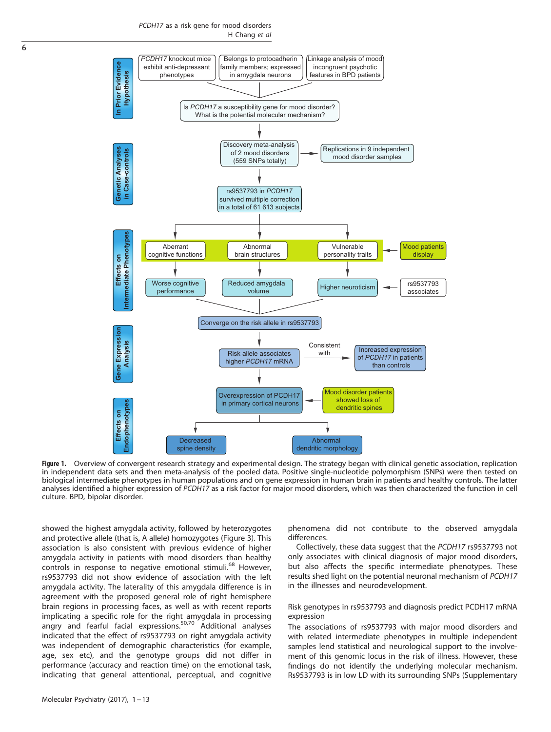**Figure 1.** Overview of convergent research strategy and experimental design. The strategy began with clinical genetic association, replication in independent data sets and then meta-analysis of the pooled data. Positive single-nucleotide polymorphism (SNPs) were then tested on biological intermediate phenotypes in human populations and on gene expression in human brain in patients and healthy controls. The latter analyses identified a higher expression of *PCDH17* as a risk factor for major mood disorders, which was then characterized the function in cell culture. BPD, bipolar disorder.

showed the highest amygdala activity, followed by heterozygotes and protective allele (that is, A allele) homozygotes (Figure 3). This association is also consistent with previous evidence of higher amygdala activity in patients with mood disorders than healthy controls in response to negative emotional stimuli.[68] However, rs9537793 did not show evidence of association with the left amygdala activity. The laterality of this amygdala difference is in agreement with the proposed general role of right hemisphere brain regions in processing faces, as well as with recent reports implicating a specific role for the right amygdala in processing angry and fearful facial expressions.[50,70] Additional analyses indicated that the effect of rs9537793 on right amygdala activity was independent of demographic characteristics (for example, age, sex etc), and the genotype groups did not differ in performance (accuracy and reaction time) on the emotional task, indicating that general attentional, perceptual, and cognitive phenomena did not contribute to the observed amygdala differences.

Collectively, these data suggest that the *PCDH17* rs9537793 not only associates with clinical diagnosis of major mood disorders, but also affects the specific intermediate phenotypes. These results shed light on the potential neuronal mechanism of *PCDH17* in the illnesses and neurodevelopment.

### Risk genotypes in rs9537793 and diagnosis predict PCDH17 mRNA expression

The associations of rs9537793 with major mood disorders and with related intermediate phenotypes in multiple independent samples lend statistical and neurological support to the involvement of this genomic locus in the risk of illness. However, these findings do not identify the underlying molecular mechanism. Rs9537793 is in low LD with its surrounding SNPs (Supplementary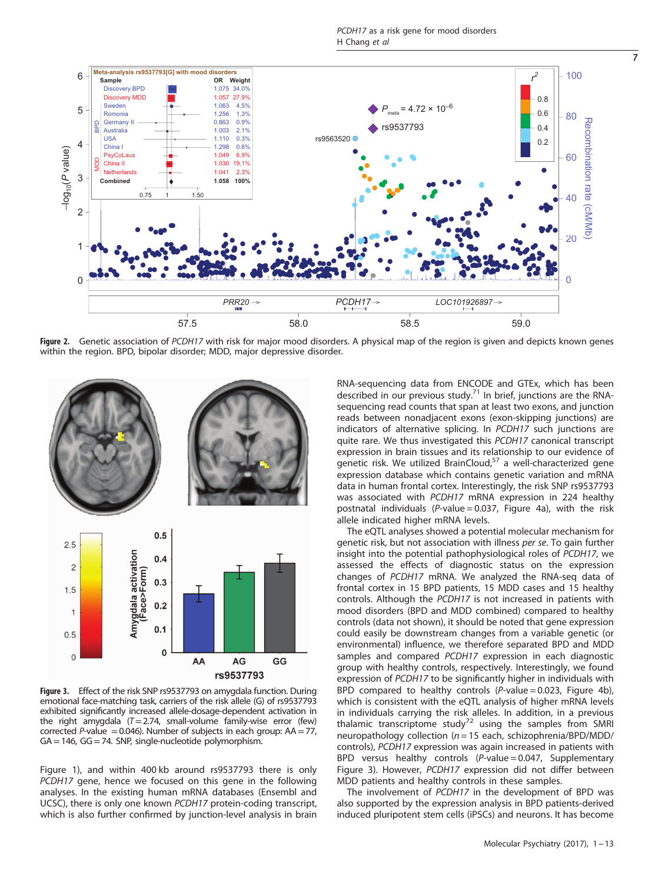**Figure 2.** Genetic association of *PCDH17* with risk for major mood disorders. A physical map of the region is given and depicts known genes within the region. BPD, bipolar disorder; MDD, major depressive disorder.

**Figure 3.** Effect of the risk SNP rs9537793 on amygdala function. During emotional face-matching task, carriers of the risk allele (G) of rs9537793 exhibited significantly increased allele-dosage-dependent activation in the right amygdala ($T = 2.74$, small-volume family-wise error (few) corrected *P*-value $= 0.046$). Number of subjects in each group: AA = 77, GA = 146, GG = 74. SNP, single-nucleotide polymorphism.

Figure 1), and within 400 kb around rs9537793 there is only *PCDH17* gene, hence we focused on this gene in the following analyses. In the existing human mRNA databases (Ensembl and UCSC), there is only one known *PCDH17* protein-coding transcript, which is also further confirmed by junction-level analysis in brain RNA-sequencing data from ENCODE and GTEx, which has been described in our previous study.[71] In brief, junctions are the RNA-sequencing read counts that span at least two exons, and junction reads between nonadjacent exons (exon-skipping junctions) are indicators of alternative splicing. In *PCDH17* such junctions are quite rare. We thus investigated this *PCDH17* canonical transcript expression in brain tissues and its relationship to our evidence of genetic risk. We utilized BrainCloud,[57] a well-characterized gene expression database which contains genetic variation and mRNA data in human frontal cortex. Interestingly, the risk SNP rs9537793 was associated with *PCDH17* mRNA expression in 224 healthy postnatal individuals (*P*-value = 0.037, Figure 4a), with the risk allele indicated higher mRNA levels.

The eQTL analyses showed a potential molecular mechanism for genetic risk, but not association with illness *per se*. To gain further insight into the potential pathophysiological roles of *PCDH17*, we assessed the effects of diagnostic status on the expression changes of *PCDH17* mRNA. We analyzed the RNA-seq data of frontal cortex in 15 BPD patients, 15 MDD cases and 15 healthy controls. Although the *PCDH17* is not increased in patients with mood disorders (BPD and MDD combined) compared to healthy controls (data not shown), it should be noted that gene expression could easily be downstream changes from a variable genetic (or environmental) influence, we therefore separated BPD and MDD samples and compared *PCDH17* expression in each diagnostic group with healthy controls, respectively. Interestingly, we found expression of *PCDH17* to be significantly higher in individuals with BPD compared to healthy controls (*P*-value = 0.023, Figure 4b), which is consistent with the eQTL analysis of higher mRNA levels in individuals carrying the risk alleles. In addition, in a previous thalamic transcriptome study[72] using the samples from SMRI neuropathology collection ($n = 15$ each, schizophrenia/BPD/MDD/controls), *PCDH17* expression was again increased in patients with BPD versus healthy controls (*P*-value = 0.047, Supplementary Figure 3). However, *PCDH17* expression did not differ between MDD patients and healthy controls in these samples.

The involvement of *PCDH17* in the development of BPD was also supported by the expression analysis in BPD patients-derived induced pluripotent stem cells (iPSCs) and neurons. It has become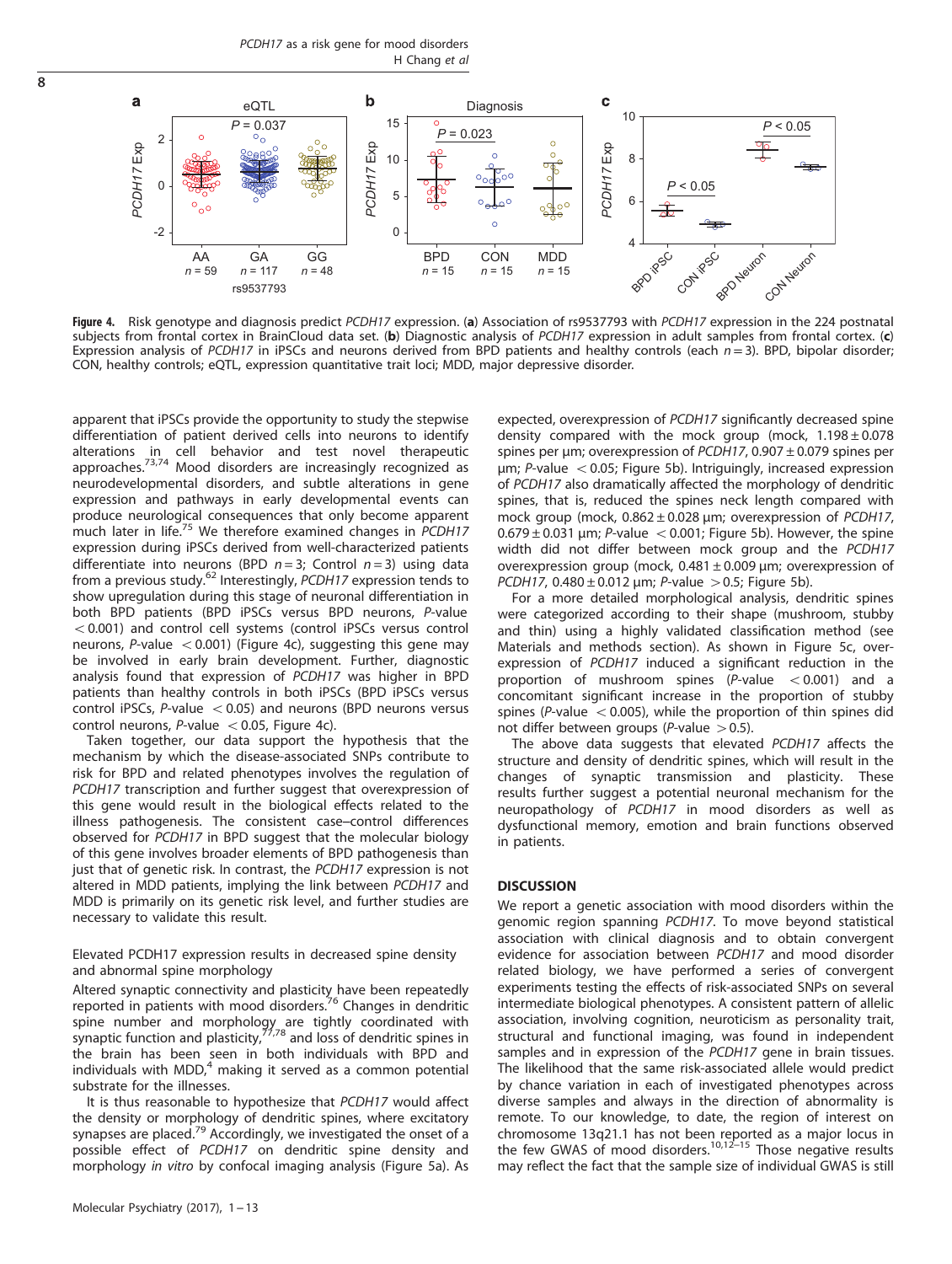**Figure 4.** Risk genotype and diagnosis predict *PCDH17* expression. (**a**) Association of rs9537793 with *PCDH17* expression in the 224 postnatal subjects from frontal cortex in BrainCloud data set. (**b**) Diagnostic analysis of *PCDH17* expression in adult samples from frontal cortex. (**c**) Expression analysis of *PCDH17* in iPSCs and neurons derived from BPD patients and healthy controls (each $n = 3$). BPD, bipolar disorder; CON, healthy controls; eQTL, expression quantitative trait loci; MDD, major depressive disorder.

apparent that iPSCs provide the opportunity to study the stepwise differentiation of patient derived cells into neurons to identify alterations in cell behavior and test novel therapeutic approaches.[73,74] Mood disorders are increasingly recognized as neurodevelopmental disorders, and subtle alterations in gene expression and pathways in early developmental events can produce neurological consequences that only become apparent much later in life.[75] We therefore examined changes in *PCDH17* expression during iPSCs derived from well-characterized patients differentiate into neurons (BPD $n = 3$; Control $n = 3$) using data from a previous study.[62] Interestingly, *PCDH17* expression tends to show upregulation during this stage of neuronal differentiation in both BPD patients (BPD iPSCs versus BPD neurons, *P*-value $< 0.001$) and control cell systems (control iPSCs versus control neurons, *P*-value $< 0.001$) (Figure 4c), suggesting this gene may be involved in early brain development. Further, diagnostic analysis found that expression of *PCDH17* was higher in BPD patients than healthy controls in both iPSCs (BPD iPSCs versus control iPSCs, *P*-value $< 0.05$) and neurons (BPD neurons versus control neurons, *P*-value $< 0.05$, Figure 4c).

Taken together, our data support the hypothesis that the mechanism by which the disease-associated SNPs contribute to risk for BPD and related phenotypes involves the regulation of *PCDH17* transcription and further suggest that overexpression of this gene would result in the biological effects related to the illness pathogenesis. The consistent case–control differences observed for *PCDH17* in BPD suggest that the molecular biology of this gene involves broader elements of BPD pathogenesis than just that of genetic risk. In contrast, the *PCDH17* expression is not altered in MDD patients, implying the link between *PCDH17* and MDD is primarily on its genetic risk level, and further studies are necessary to validate this result.

### Elevated PCDH17 expression results in decreased spine density and abnormal spine morphology

Altered synaptic connectivity and plasticity have been repeatedly reported in patients with mood disorders.[76] Changes in dendritic spine number and morphology are tightly coordinated with synaptic function and plasticity,[77,78] and loss of dendritic spines in the brain has been seen in both individuals with BPD and individuals with MDD,[4] making it served as a common potential substrate for the illnesses.

It is thus reasonable to hypothesize that *PCDH17* would affect the density or morphology of dendritic spines, where excitatory synapses are placed.[79] Accordingly, we investigated the onset of a possible effect of *PCDH17* on dendritic spine density and morphology *in vitro* by confocal imaging analysis (Figure 5a). As expected, overexpression of *PCDH17* significantly decreased spine density compared with the mock group (mock, $1.198 \pm 0.078$ spines per μm; overexpression of *PCDH17*, $0.907 \pm 0.079$ spines per μm; *P*-value $< 0.05$; Figure 5b). Intriguingly, increased expression of *PCDH17* also dramatically affected the morphology of dendritic spines, that is, reduced the spines neck length compared with mock group (mock, $0.862 \pm 0.028$ μm; overexpression of *PCDH17*, $0.679 \pm 0.031$ μm; *P*-value $< 0.001$; Figure 5b). However, the spine width did not differ between mock group and the *PCDH17* overexpression group (mock, $0.481 \pm 0.009$ μm; overexpression of *PCDH17*, $0.480 \pm 0.012$ μm; *P*-value $> 0.5$; Figure 5b).

For a more detailed morphological analysis, dendritic spines were categorized according to their shape (mushroom, stubby and thin) using a highly validated classification method (see Materials and methods section). As shown in Figure 5c, overexpression of *PCDH17* induced a significant reduction in the proportion of mushroom spines (*P*-value $< 0.001$) and a concomitant significant increase in the proportion of stubby spines (*P*-value $< 0.005$), while the proportion of thin spines did not differ between groups (*P*-value $> 0.5$).

The above data suggests that elevated *PCDH17* affects the structure and density of dendritic spines, which will result in the changes of synaptic transmission and plasticity. These results further suggest a potential neuronal mechanism for the neuropathology of *PCDH17* in mood disorders as well as dysfunctional memory, emotion and brain functions observed in patients.

## DISCUSSION

We report a genetic association with mood disorders within the genomic region spanning *PCDH17*. To move beyond statistical association with clinical diagnosis and to obtain convergent evidence for association between *PCDH17* and mood disorder related biology, we have performed a series of convergent experiments testing the effects of risk-associated SNPs on several intermediate biological phenotypes. A consistent pattern of allelic association, involving cognition, neuroticism as personality trait, structural and functional imaging, was found in independent samples and in expression of the *PCDH17* gene in brain tissues. The likelihood that the same risk-associated allele would predict by chance variation in each of investigated phenotypes across diverse samples and always in the direction of abnormality is remote. To our knowledge, to date, the region of interest on chromosome 13q21.1 has not been reported as a major locus in the few GWAS of mood disorders.[10,12–15] Those negative results may reflect the fact that the sample size of individual GWAS is still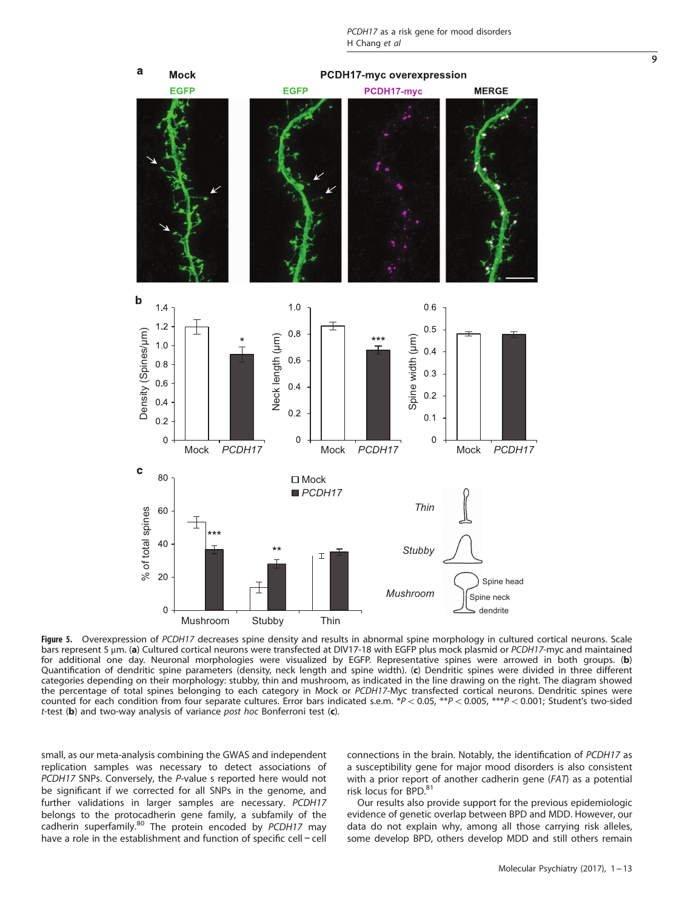**Figure 5.** Overexpression of *PCDH17* decreases spine density and results in abnormal spine morphology in cultured cortical neurons. Scale bars represent 5 µm. (**a**) Cultured cortical neurons were transfected at DIV17-18 with EGFP plus mock plasmid or *PCDH17*-myc and maintained for additional one day. Neuronal morphologies were visualized by EGFP. Representative spines were arrowed in both groups. (**b**) Quantification of dendritic spine parameters (density, neck length and spine width). (**c**) Dendritic spines were divided in three different categories depending on their morphology: stubby, thin and mushroom, as indicated in the line drawing on the right. The diagram showed the percentage of total spines belonging to each category in Mock or *PCDH17*-Myc transfected cortical neurons. Dendritic spines were counted for each condition from four separate cultures. Error bars indicated s.e.m. $^*P<0.05$, $^{**}P<0.005$, $^{***}P<0.001$; Student's two-sided *t*-test (**b**) and two-way analysis of variance *post hoc* Bonferroni test (**c**).

small, as our meta-analysis combining the GWAS and independent replication samples was necessary to detect associations of *PCDH17* SNPs. Conversely, the *P*-value s reported here would not be significant if we corrected for all SNPs in the genome, and further validations in larger samples are necessary. *PCDH17* belongs to the protocadherin gene family, a subfamily of the cadherin superfamily.[80] The protein encoded by *PCDH17* may have a role in the establishment and function of specific cell – cell connections in the brain. Notably, the identification of *PCDH17* as a susceptibility gene for major mood disorders is also consistent with a prior report of another cadherin gene (*FAT*) as a potential risk locus for BPD.[81]

Our results also provide support for the previous epidemiologic evidence of genetic overlap between BPD and MDD. However, our data do not explain why, among all those carrying risk alleles, some develop BPD, others develop MDD and still others remain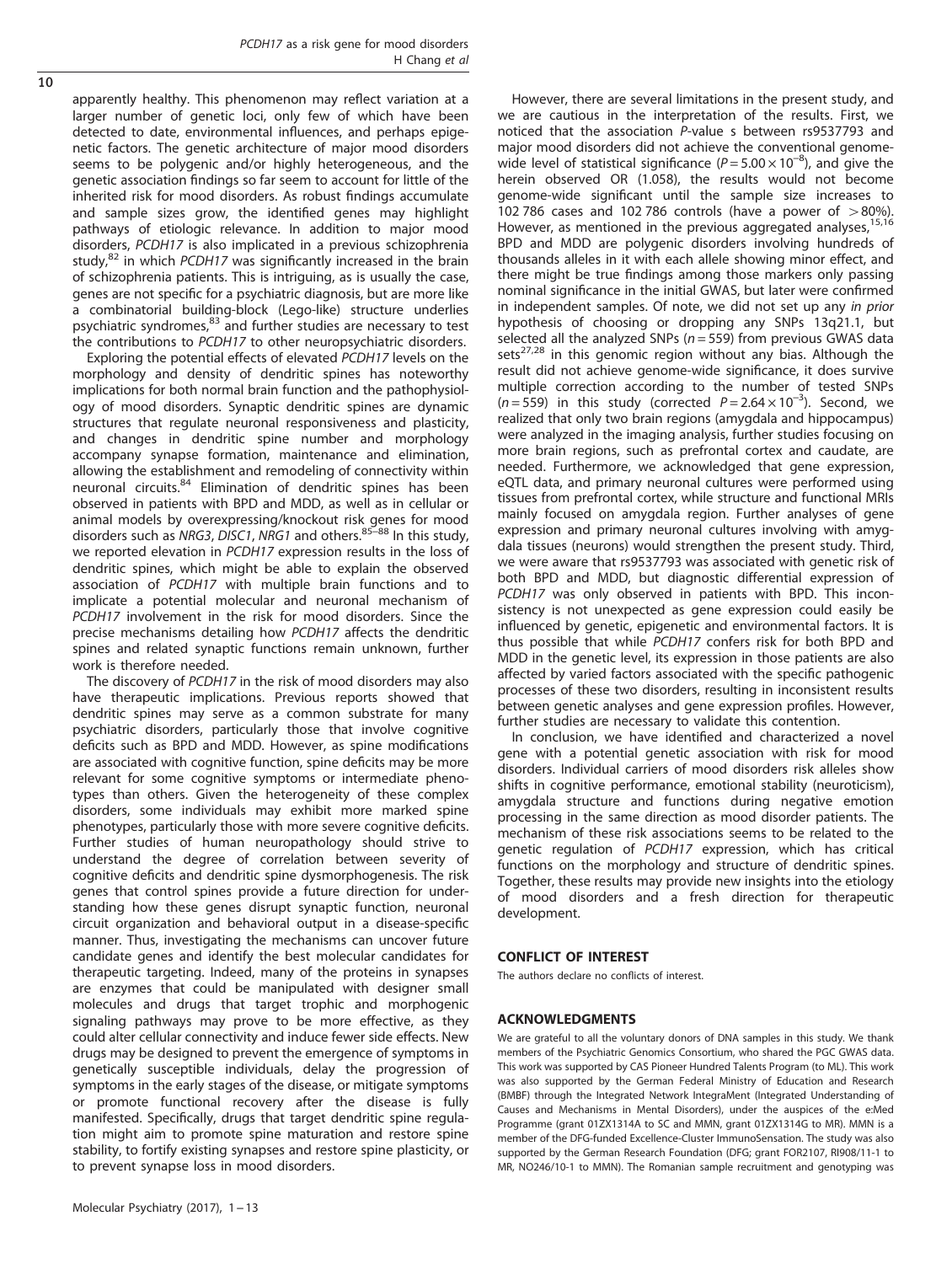apparently healthy. This phenomenon may reflect variation at a larger number of genetic loci, only few of which have been detected to date, environmental influences, and perhaps epigenetic factors. The genetic architecture of major mood disorders seems to be polygenic and/or highly heterogeneous, and the genetic association findings so far seem to account for little of the inherited risk for mood disorders. As robust findings accumulate and sample sizes grow, the identified genes may highlight pathways of etiologic relevance. In addition to major mood disorders, *PCDH17* is also implicated in a previous schizophrenia study,[82] in which *PCDH17* was significantly increased in the brain of schizophrenia patients. This is intriguing, as is usually the case, genes are not specific for a psychiatric diagnosis, but are more like a combinatorial building-block (Lego-like) structure underlies psychiatric syndromes,[83] and further studies are necessary to test the contributions to *PCDH17* to other neuropsychiatric disorders.

Exploring the potential effects of elevated *PCDH17* levels on the morphology and density of dendritic spines has noteworthy implications for both normal brain function and the pathophysiology of mood disorders. Synaptic dendritic spines are dynamic structures that regulate neuronal responsiveness and plasticity, and changes in dendritic spine number and morphology accompany synapse formation, maintenance and elimination, allowing the establishment and remodeling of connectivity within neuronal circuits.[84] Elimination of dendritic spines has been observed in patients with BPD and MDD, as well as in cellular or animal models by overexpressing/knockout risk genes for mood disorders such as *NRG3*, *DISC1*, *NRG1* and others.[85–88] In this study, we reported elevation in *PCDH17* expression results in the loss of dendritic spines, which might be able to explain the observed association of *PCDH17* with multiple brain functions and to implicate a potential molecular and neuronal mechanism of *PCDH17* involvement in the risk for mood disorders. Since the precise mechanisms detailing how *PCDH17* affects the dendritic spines and related synaptic functions remain unknown, further work is therefore needed.

The discovery of *PCDH17* in the risk of mood disorders may also have therapeutic implications. Previous reports showed that dendritic spines may serve as a common substrate for many psychiatric disorders, particularly those that involve cognitive deficits such as BPD and MDD. However, as spine modifications are associated with cognitive function, spine deficits may be more relevant for some cognitive symptoms or intermediate phenotypes than others. Given the heterogeneity of these complex disorders, some individuals may exhibit more marked spine phenotypes, particularly those with more severe cognitive deficits. Further studies of human neuropathology should strive to understand the degree of correlation between severity of cognitive deficits and dendritic spine dysmorphogenesis. The risk genes that control spines provide a future direction for understanding how these genes disrupt synaptic function, neuronal circuit organization and behavioral output in a disease-specific manner. Thus, investigating the mechanisms can uncover future candidate genes and identify the best molecular candidates for therapeutic targeting. Indeed, many of the proteins in synapses are enzymes that could be manipulated with designer small molecules and drugs that target trophic and morphogenic signaling pathways may prove to be more effective, as they could alter cellular connectivity and induce fewer side effects. New drugs may be designed to prevent the emergence of symptoms in genetically susceptible individuals, delay the progression of symptoms in the early stages of the disease, or mitigate symptoms or promote functional recovery after the disease is fully manifested. Specifically, drugs that target dendritic spine regulation might aim to promote spine maturation and restore spine stability, to fortify existing synapses and restore spine plasticity, or to prevent synapse loss in mood disorders.

However, there are several limitations in the present study, and we are cautious in the interpretation of the results. First, we noticed that the association *P*-value s between rs9537793 and major mood disorders did not achieve the conventional genome-wide level of statistical significance ($P = 5.00 \times 10^{-8}$), and give the herein observed OR (1.058), the results would not become genome-wide significant until the sample size increases to 102 786 cases and 102 786 controls (have a power of >80%). However, as mentioned in the previous aggregated analyses,[15,16] BPD and MDD are polygenic disorders involving hundreds of thousands alleles in it with each allele showing minor effect, and there might be true findings among those markers only passing nominal significance in the initial GWAS, but later were confirmed in independent samples. Of note, we did not set up any *in prior* hypothesis of choosing or dropping any SNPs 13q21.1, but selected all the analyzed SNPs ($n = 559$) from previous GWAS data sets[27,28] in this genomic region without any bias. Although the result did not achieve genome-wide significance, it does survive multiple correction according to the number of tested SNPs ($n = 559$) in this study (corrected $P = 2.64 \times 10^{-3}$). Second, we realized that only two brain regions (amygdala and hippocampus) were analyzed in the imaging analysis, further studies focusing on more brain regions, such as prefrontal cortex and caudate, are needed. Furthermore, we acknowledged that gene expression, eQTL data, and primary neuronal cultures were performed using tissues from prefrontal cortex, while structure and functional MRIs mainly focused on amygdala region. Further analyses of gene expression and primary neuronal cultures involving with amygdala tissues (neurons) would strengthen the present study. Third, we were aware that rs9537793 was associated with genetic risk of both BPD and MDD, but diagnostic differential expression of *PCDH17* was only observed in patients with BPD. This inconsistency is not unexpected as gene expression could easily be influenced by genetic, epigenetic and environmental factors. It is thus possible that while *PCDH17* confers risk for both BPD and MDD in the genetic level, its expression in those patients are also affected by varied factors associated with the specific pathogenic processes of these two disorders, resulting in inconsistent results between genetic analyses and gene expression profiles. However, further studies are necessary to validate this contention.

In conclusion, we have identified and characterized a novel gene with a potential genetic association with risk for mood disorders. Individual carriers of mood disorders risk alleles show shifts in cognitive performance, emotional stability (neuroticism), amygdala structure and functions during negative emotion processing in the same direction as mood disorder patients. The mechanism of these risk associations seems to be related to the genetic regulation of *PCDH17* expression, which has critical functions on the morphology and structure of dendritic spines. Together, these results may provide new insights into the etiology of mood disorders and a fresh direction for therapeutic development.

## CONFLICT OF INTEREST

The authors declare no conflicts of interest.

## ACKNOWLEDGMENTS

We are grateful to all the voluntary donors of DNA samples in this study. We thank members of the Psychiatric Genomics Consortium, who shared the PGC GWAS data. This work was supported by CAS Pioneer Hundred Talents Program (to ML). This work was also supported by the German Federal Ministry of Education and Research (BMBF) through the Integrated Network IntegraMent (Integrated Understanding of Causes and Mechanisms in Mental Disorders), under the auspices of the e:Med Programme (grant 01ZX1314A to SC and MMN, grant 01ZX1314G to MR). MMN is a member of the DFG-funded Excellence-Cluster ImmunoSensation. The study was also supported by the German Research Foundation (DFG; grant FOR2107, RI908/11-1 to MR, NO246/10-1 to MMN). The Romanian sample recruitment and genotyping was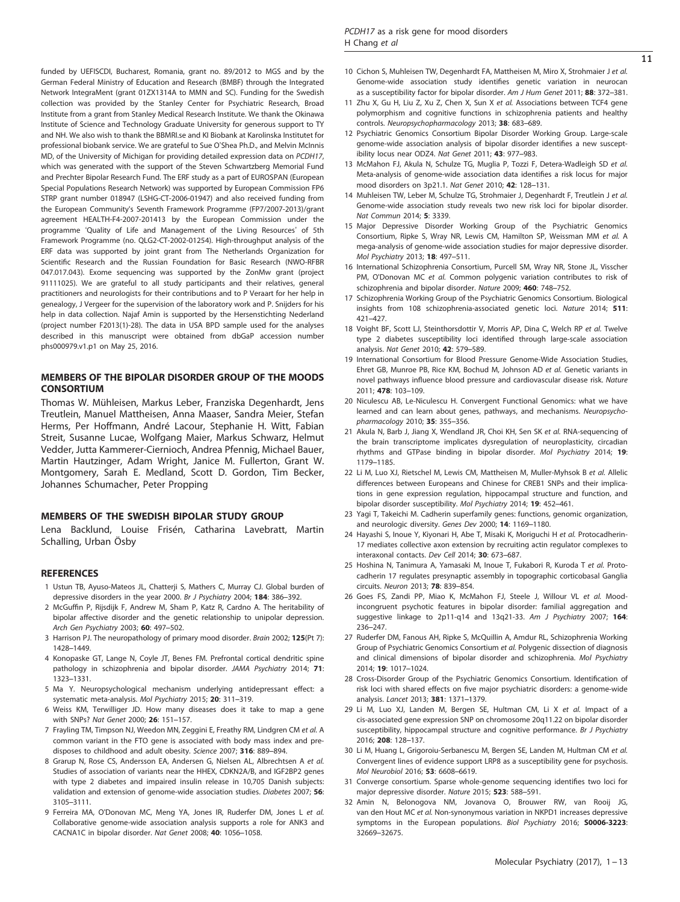funded by UEFISCDI, Bucharest, Romania, grant no. 89/2012 to MGS and by the German Federal Ministry of Education and Research (BMBF) through the Integrated Network IntegraMent (grant 01ZX1314A to MMN and SC). Funding for the Swedish collection was provided by the Stanley Center for Psychiatric Research, Broad Institute from a grant from Stanley Medical Research Institute. We thank the Okinawa Institute of Science and Technology Graduate University for generous support to TY and NH. We also wish to thank the BBMRI.se and KI Biobank at Karolinska Institutet for professional biobank service. We are grateful to Sue O'Shea Ph.D., and Melvin McInnis MD, of the University of Michigan for providing detailed expression data on *PCDH17*, which was generated with the support of the Steven Schwartzberg Memorial Fund and Prechter Bipolar Research Fund. The ERF study as a part of EUROSPAN (European Special Populations Research Network) was supported by European Commission FP6 STRP grant number 018947 (LSHG-CT-2006-01947) and also received funding from the European Community's Seventh Framework Programme (FP7/2007-2013)/grant agreement HEALTH-F4-2007-201413 by the European Commission under the programme 'Quality of Life and Management of the Living Resources' of 5th Framework Programme (no. QLG2-CT-2002-01254). High-throughput analysis of the ERF data was supported by joint grant from The Netherlands Organization for Scientific Research and the Russian Foundation for Basic Research (NWO-RFBR 047.017.043). Exome sequencing was supported by the ZonMw grant (project 91111025). We are grateful to all study participants and their relatives, general practitioners and neurologists for their contributions and to P Veraart for her help in genealogy, J Vergeer for the supervision of the laboratory work and P. Snijders for his help in data collection. Najaf Amin is supported by the Hersenstichting Nederland (project number F2013(1)-28). The data in USA BPD sample used for the analyses described in this manuscript were obtained from dbGaP accession number phs000979.v1.p1 on May 25, 2016.

## MEMBERS OF THE BIPOLAR DISORDER GROUP OF THE MOODS CONSORTIUM

Thomas W. Mühleisen, Markus Leber, Franziska Degenhardt, Jens Treutlein, Manuel Mattheisen, Anna Maaser, Sandra Meier, Stefan Herms, Per Hoffmann, André Lacour, Stephanie H. Witt, Fabian Streit, Susanne Lucae, Wolfgang Maier, Markus Schwarz, Helmut Vedder, Jutta Kammerer-Ciernioch, Andrea Pfennig, Michael Bauer, Martin Hautzinger, Adam Wright, Janice M. Fullerton, Grant W. Montgomery, Sarah E. Medland, Scott D. Gordon, Tim Becker, Johannes Schumacher, Peter Propping

## MEMBERS OF THE SWEDISH BIPOLAR STUDY GROUP

Lena Backlund, Louise Frisén, Catharina Lavebratt, Martin Schalling, Urban Ösby

## REFERENCES

1. Ustun TB, Ayuso-Mateos JL, Chatterji S, Mathers C, Murray CJ. Global burden of depressive disorders in the year 2000. *Br J Psychiatry* 2004; **184**: 386–392.
2. McGuffin P, Rijsdijk F, Andrew M, Sham P, Katz R, Cardno A. The heritability of bipolar affective disorder and the genetic relationship to unipolar depression. *Arch Gen Psychiatry* 2003; **60**: 497–502.
3. Harrison PJ. The neuropathology of primary mood disorder. *Brain* 2002; **125**(Pt 7): 1428–1449.
4. Konopaske GT, Lange N, Coyle JT, Benes FM. Prefrontal cortical dendritic spine pathology in schizophrenia and bipolar disorder. *JAMA Psychiatry* 2014; **71**: 1323–1331.
5. Ma Y. Neuropsychological mechanism underlying antidepressant effect: a systematic meta-analysis. *Mol Psychiatry* 2015; **20**: 311–319.
6. Weiss KM, Terwilliger JD. How many diseases does it take to map a gene with SNPs? *Nat Genet* 2000; **26**: 151–157.
7. Frayling TM, Timpson NJ, Weedon MN, Zeggini E, Freathy RM, Lindgren CM *et al.* A common variant in the FTO gene is associated with body mass index and predisposes to childhood and adult obesity. *Science* 2007; **316**: 889–894.
8. Grarup N, Rose CS, Andersson EA, Andersen G, Nielsen AL, Albrechtsen A *et al.* Studies of association of variants near the HHEX, CDKN2A/B, and IGF2BP2 genes with type 2 diabetes and impaired insulin release in 10,705 Danish subjects: validation and extension of genome-wide association studies. *Diabetes* 2007; **56**: 3105–3111.
9. Ferreira MA, O'Donovan MC, Meng YA, Jones IR, Ruderfer DM, Jones L *et al.* Collaborative genome-wide association analysis supports a role for ANK3 and CACNA1C in bipolar disorder. *Nat Genet* 2008; **40**: 1056–1058.
10. Cichon S, Muhleisen TW, Degenhardt FA, Mattheisen M, Miro X, Strohmaier J *et al.* Genome-wide association study identifies genetic variation in neurocan as a susceptibility factor for bipolar disorder. *Am J Hum Genet* 2011; **88**: 372–381.
11. Zhu X, Gu H, Liu Z, Xu Z, Chen X, Sun X *et al.* Associations between TCF4 gene polymorphism and cognitive functions in schizophrenia patients and healthy controls. *Neuropsychopharmacology* 2013; **38**: 683–689.
12. Psychiatric Genomics Consortium Bipolar Disorder Working Group. Large-scale genome-wide association analysis of bipolar disorder identifies a new susceptibility locus near ODZ4. *Nat Genet* 2011; **43**: 977–983.
13. McMahon FJ, Akula N, Schulze TG, Muglia P, Tozzi F, Detera-Wadleigh SD *et al.* Meta-analysis of genome-wide association data identifies a risk locus for major mood disorders on 3p21.1. *Nat Genet* 2010; **42**: 128–131.
14. Muhleisen TW, Leber M, Schulze TG, Strohmaier J, Degenhardt F, Treutlein J *et al.* Genome-wide association study reveals two new risk loci for bipolar disorder. *Nat Commun* 2014; **5**: 3339.
15. Major Depressive Disorder Working Group of the Psychiatric Genomics Consortium, Ripke S, Wray NR, Lewis CM, Hamilton SP, Weissman MM *et al.* A mega-analysis of genome-wide association studies for major depressive disorder. *Mol Psychiatry* 2013; **18**: 497–511.
16. International Schizophrenia Consortium, Purcell SM, Wray NR, Stone JL, Visscher PM, O'Donovan MC *et al.* Common polygenic variation contributes to risk of schizophrenia and bipolar disorder. *Nature* 2009; **460**: 748–752.
17. Schizophrenia Working Group of the Psychiatric Genomics Consortium. Biological insights from 108 schizophrenia-associated genetic loci. *Nature* 2014; **511**: 421–427.
18. Voight BF, Scott LJ, Steinthorsdottir V, Morris AP, Dina C, Welch RP *et al.* Twelve type 2 diabetes susceptibility loci identified through large-scale association analysis. *Nat Genet* 2010; **42**: 579–589.
19. International Consortium for Blood Pressure Genome-Wide Association Studies, Ehret GB, Munroe PB, Rice KM, Bochud M, Johnson AD *et al.* Genetic variants in novel pathways influence blood pressure and cardiovascular disease risk. *Nature* 2011; **478**: 103–109.
20. Niculescu AB, Le-Niculescu H. Convergent Functional Genomics: what we have learned and can learn about genes, pathways, and mechanisms. *Neuropsychopharmacology* 2010; **35**: 355–356.
21. Akula N, Barb J, Jiang X, Wendland JR, Choi KH, Sen SK *et al.* RNA-sequencing of the brain transcriptome implicates dysregulation of neuroplasticity, circadian rhythms and GTPase binding in bipolar disorder. *Mol Psychiatry* 2014; **19**: 1179–1185.
22. Li M, Luo XJ, Rietschel M, Lewis CM, Mattheisen M, Muller-Myhsok B *et al.* Allelic differences between Europeans and Chinese for CREB1 SNPs and their implications in gene expression regulation, hippocampal structure and function, and bipolar disorder susceptibility. *Mol Psychiatry* 2014; **19**: 452–461.
23. Yagi T, Takeichi M. Cadherin superfamily genes: functions, genomic organization, and neurologic diversity. *Genes Dev* 2000; **14**: 1169–1180.
24. Hayashi S, Inoue Y, Kiyonari H, Abe T, Misaki K, Moriguchi H *et al.* Protocadherin-17 mediates collective axon extension by recruiting actin regulator complexes to interaxonal contacts. *Dev Cell* 2014; **30**: 673–687.
25. Hoshina N, Tanimura A, Yamasaki M, Inoue T, Fukabori R, Kuroda T *et al.* Protocadherin 17 regulates presynaptic assembly in topographic corticobasal Ganglia circuits. *Neuron* 2013; **78**: 839–854.
26. Goes FS, Zandi PP, Miao K, McMahon FJ, Steele J, Willour VL *et al.* Mood-incongruent psychotic features in bipolar disorder: familial aggregation and suggestive linkage to 2p11-q14 and 13q21-33. *Am J Psychiatry* 2007; **164**: 236–247.
27. Ruderfer DM, Fanous AH, Ripke S, McQuillin A, Amdur RL, Schizophrenia Working Group of Psychiatric Genomics Consortium *et al.* Polygenic dissection of diagnosis and clinical dimensions of bipolar disorder and schizophrenia. *Mol Psychiatry* 2014; **19**: 1017–1024.
28. Cross-Disorder Group of the Psychiatric Genomics Consortium. Identification of risk loci with shared effects on five major psychiatric disorders: a genome-wide analysis. *Lancet* 2013; **381**: 1371–1379.
29. Li M, Luo XJ, Landen M, Bergen SE, Hultman CM, Li X *et al.* Impact of a cis-associated gene expression SNP on chromosome 20q11.22 on bipolar disorder susceptibility, hippocampal structure and cognitive performance. *Br J Psychiatry* 2016; **208**: 128–137.
30. Li M, Huang L, Grigoroiu-Serbanescu M, Bergen SE, Landen M, Hultman CM *et al.* Convergent lines of evidence support LRP8 as a susceptibility gene for psychosis. *Mol Neurobiol* 2016; **53**: 6608–6619.
31. Converge consortium. Sparse whole-genome sequencing identifies two loci for major depressive disorder. *Nature* 2015; **523**: 588–591.
32. Amin N, Belonogova NM, Jovanova O, Brouwer RW, van Rooij JG, van den Hout MC *et al.* Non-synonymous variation in NKPD1 increases depressive symptoms in the European populations. *Biol Psychiatry* 2016; **S0006-3223**: 32669–32675.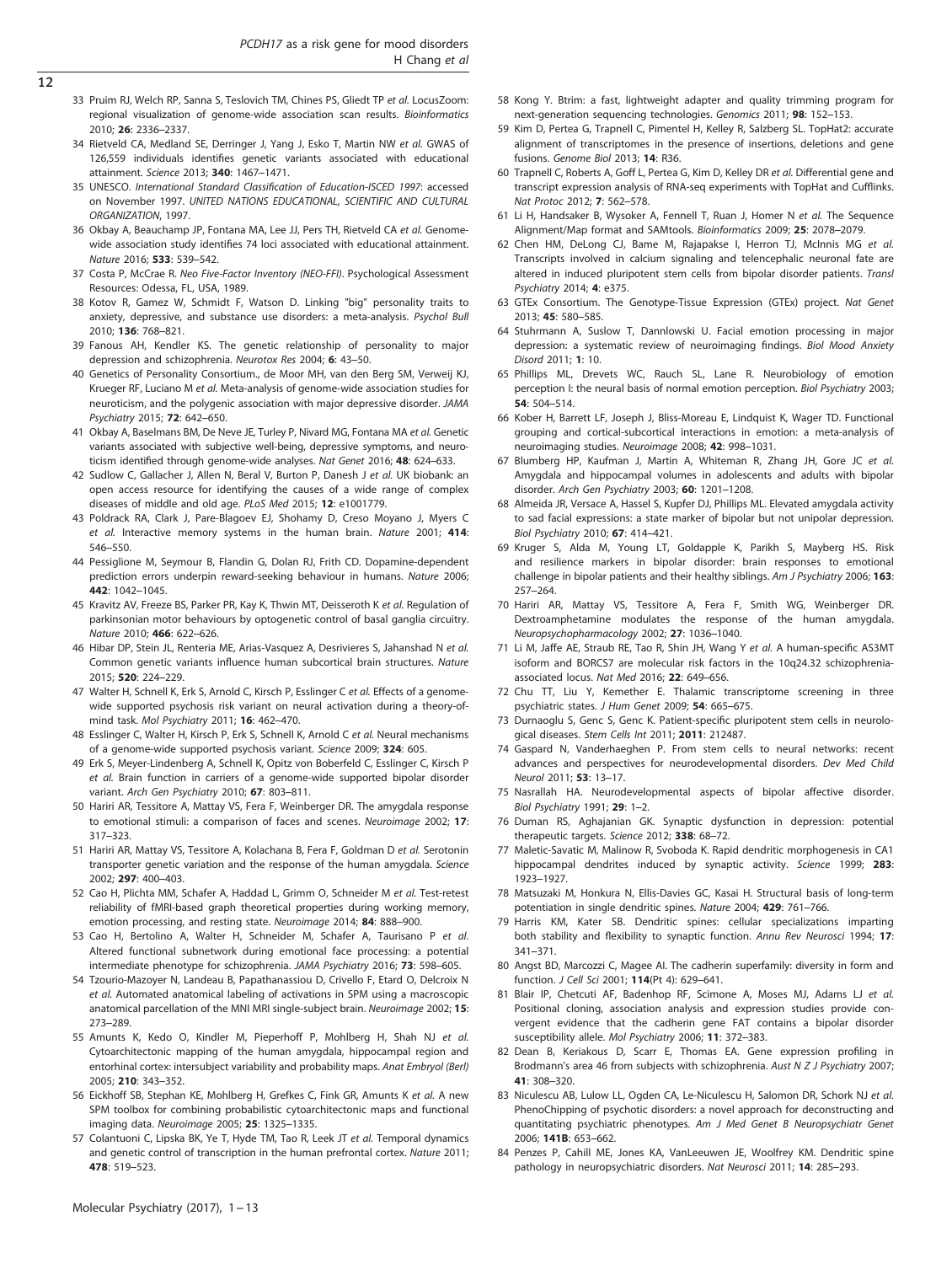33 Pruim RJ, Welch RP, Sanna S, Teslovich TM, Chines PS, Gliedt TP *et al.* LocusZoom: regional visualization of genome-wide association scan results. *Bioinformatics* 2010; **26**: 2336–2337.

34 Rietveld CA, Medland SE, Derringer J, Yang J, Esko T, Martin NW *et al.* GWAS of 126,559 individuals identifies genetic variants associated with educational attainment. *Science* 2013; **340**: 1467–1471.

35 UNESCO. *International Standard Classification of Education-ISCED 1997*: accessed on November 1997. *UNITED NATIONS EDUCATIONAL, SCIENTIFIC AND CULTURAL ORGANIZATION*, 1997.

36 Okbay A, Beauchamp JP, Fontana MA, Lee JJ, Pers TH, Rietveld CA *et al.* Genome-wide association study identifies 74 loci associated with educational attainment. *Nature* 2016; **533**: 539–542.

37 Costa P, McCrae R. *Neo Five-Factor Inventory (NEO-FFI)*. Psychological Assessment Resources: Odessa, FL, USA, 1989.

38 Kotov R, Gamez W, Schmidt F, Watson D. Linking "big" personality traits to anxiety, depressive, and substance use disorders: a meta-analysis. *Psychol Bull* 2010; **136**: 768–821.

39 Fanous AH, Kendler KS. The genetic relationship of personality to major depression and schizophrenia. *Neurotox Res* 2004; **6**: 43–50.

40 Genetics of Personality Consortium., de Moor MH, van den Berg SM, Verweij KJ, Krueger RF, Luciano M *et al.* Meta-analysis of genome-wide association studies for neuroticism, and the polygenic association with major depressive disorder. *JAMA Psychiatry* 2015; **72**: 642–650.

41 Okbay A, Baselmans BM, De Neve JE, Turley P, Nivard MG, Fontana MA *et al.* Genetic variants associated with subjective well-being, depressive symptoms, and neuroticism identified through genome-wide analyses. *Nat Genet* 2016; **48**: 624–633.

42 Sudlow C, Gallacher J, Allen N, Beral V, Burton P, Danesh J *et al.* UK biobank: an open access resource for identifying the causes of a wide range of complex diseases of middle and old age. *PLoS Med* 2015; **12**: e1001779.

43 Poldrack RA, Clark J, Pare-Blagoev EJ, Shohamy D, Creso Moyano J, Myers C *et al.* Interactive memory systems in the human brain. *Nature* 2001; **414**: 546–550.

44 Pessiglione M, Seymour B, Flandin G, Dolan RJ, Frith CD. Dopamine-dependent prediction errors underpin reward-seeking behaviour in humans. *Nature* 2006; **442**: 1042–1045.

45 Kravitz AV, Freeze BS, Parker PR, Kay K, Thwin MT, Deisseroth K *et al.* Regulation of parkinsonian motor behaviours by optogenetic control of basal ganglia circuitry. *Nature* 2010; **466**: 622–626.

46 Hibar DP, Stein JL, Renteria ME, Arias-Vasquez A, Desrivieres S, Jahanshad N *et al.* Common genetic variants influence human subcortical brain structures. *Nature* 2015; **520**: 224–229.

47 Walter H, Schnell K, Erk S, Arnold C, Kirsch P, Esslinger C *et al.* Effects of a genome-wide supported psychosis risk variant on neural activation during a theory-of-mind task. *Mol Psychiatry* 2011; **16**: 462–470.

48 Esslinger C, Walter H, Kirsch P, Erk S, Schnell K, Arnold C *et al.* Neural mechanisms of a genome-wide supported psychosis variant. *Science* 2009; **324**: 605.

49 Erk S, Meyer-Lindenberg A, Schnell K, Opitz von Boberfeld C, Esslinger C, Kirsch P *et al.* Brain function in carriers of a genome-wide supported bipolar disorder variant. *Arch Gen Psychiatry* 2010; **67**: 803–811.

50 Hariri AR, Tessitore A, Mattay VS, Fera F, Weinberger DR. The amygdala response to emotional stimuli: a comparison of faces and scenes. *Neuroimage* 2002; **17**: 317–323.

51 Hariri AR, Mattay VS, Tessitore A, Kolachana B, Fera F, Goldman D *et al.* Serotonin transporter genetic variation and the response of the human amygdala. *Science* 2002; **297**: 400–403.

52 Cao H, Plichta MM, Schafer A, Haddad L, Grimm O, Schneider M *et al.* Test-retest reliability of fMRI-based graph theoretical properties during working memory, emotion processing, and resting state. *Neuroimage* 2014; **84**: 888–900.

53 Cao H, Bertolino A, Walter H, Schneider M, Schafer A, Taurisano P *et al.* Altered functional subnetwork during emotional face processing: a potential intermediate phenotype for schizophrenia. *JAMA Psychiatry* 2016; **73**: 598–605.

54 Tzourio-Mazoyer N, Landeau B, Papathanassiou D, Crivello F, Etard O, Delcroix N *et al.* Automated anatomical labeling of activations in SPM using a macroscopic anatomical parcellation of the MNI MRI single-subject brain. *Neuroimage* 2002; **15**: 273–289.

55 Amunts K, Kedo O, Kindler M, Pieperhoff P, Mohlberg H, Shah NJ *et al.* Cytoarchitectonic mapping of the human amygdala, hippocampal region and entorhinal cortex: intersubject variability and probability maps. *Anat Embryol (Berl)* 2005; **210**: 343–352.

56 Eickhoff SB, Stephan KE, Mohlberg H, Grefkes C, Fink GR, Amunts K *et al.* A new SPM toolbox for combining probabilistic cytoarchitectonic maps and functional imaging data. *Neuroimage* 2005; **25**: 1325–1335.

57 Colantuoni C, Lipska BK, Ye T, Hyde TM, Tao R, Leek JT *et al.* Temporal dynamics and genetic control of transcription in the human prefrontal cortex. *Nature* 2011; **478**: 519–523.

58 Kong Y. Btrim: a fast, lightweight adapter and quality trimming program for next-generation sequencing technologies. *Genomics* 2011; **98**: 152–153.

59 Kim D, Pertea G, Trapnell C, Pimentel H, Kelley R, Salzberg SL. TopHat2: accurate alignment of transcriptomes in the presence of insertions, deletions and gene fusions. *Genome Biol* 2013; **14**: R36.

60 Trapnell C, Roberts A, Goff L, Pertea G, Kim D, Kelley DR *et al.* Differential gene and transcript expression analysis of RNA-seq experiments with TopHat and Cufflinks. *Nat Protoc* 2012; **7**: 562–578.

61 Li H, Handsaker B, Wysoker A, Fennell T, Ruan J, Homer N *et al.* The Sequence Alignment/Map format and SAMtools. *Bioinformatics* 2009; **25**: 2078–2079.

62 Chen HM, DeLong CJ, Bame M, Rajapakse I, Herron TJ, McInnis MG *et al.* Transcripts involved in calcium signaling and telencephalic neuronal fate are altered in induced pluripotent stem cells from bipolar disorder patients. *Transl Psychiatry* 2014; **4**: e375.

63 GTEx Consortium. The Genotype-Tissue Expression (GTEx) project. *Nat Genet* 2013; **45**: 580–585.

64 Stuhrmann A, Suslow T, Dannlowski U. Facial emotion processing in major depression: a systematic review of neuroimaging findings. *Biol Mood Anxiety Disord* 2011; **1**: 10.

65 Phillips ML, Drevets WC, Rauch SL, Lane R. Neurobiology of emotion perception I: the neural basis of normal emotion perception. *Biol Psychiatry* 2003; **54**: 504–514.

66 Kober H, Barrett LF, Joseph J, Bliss-Moreau E, Lindquist K, Wager TD. Functional grouping and cortical-subcortical interactions in emotion: a meta-analysis of neuroimaging studies. *Neuroimage* 2008; **42**: 998–1031.

67 Blumberg HP, Kaufman J, Martin A, Whiteman R, Zhang JH, Gore JC *et al.* Amygdala and hippocampal volumes in adolescents and adults with bipolar disorder. *Arch Gen Psychiatry* 2003; **60**: 1201–1208.

68 Almeida JR, Versace A, Hassel S, Kupfer DJ, Phillips ML. Elevated amygdala activity to sad facial expressions: a state marker of bipolar but not unipolar depression. *Biol Psychiatry* 2010; **67**: 414–421.

69 Kruger S, Alda M, Young LT, Goldapple K, Parikh S, Mayberg HS. Risk and resilience markers in bipolar disorder: brain responses to emotional challenge in bipolar patients and their healthy siblings. *Am J Psychiatry* 2006; **163**: 257–264.

70 Hariri AR, Mattay VS, Tessitore A, Fera F, Smith WG, Weinberger DR. Dextroamphetamine modulates the response of the human amygdala. *Neuropsychopharmacology* 2002; **27**: 1036–1040.

71 Li M, Jaffe AE, Straub RE, Tao R, Shin JH, Wang Y *et al.* A human-specific AS3MT isoform and BORCS7 are molecular risk factors in the 10q24.32 schizophrenia-associated locus. *Nat Med* 2016; **22**: 649–656.

72 Chu TT, Liu Y, Kemether E. Thalamic transcriptome screening in three psychiatric states. *J Hum Genet* 2009; **54**: 665–675.

73 Durnaoglu S, Genc S, Genc K. Patient-specific pluripotent stem cells in neurological diseases. *Stem Cells Int* 2011; **2011**: 212487.

74 Gaspard N, Vanderhaeghen P. From stem cells to neural networks: recent advances and perspectives for neurodevelopmental disorders. *Dev Med Child Neurol* 2011; **53**: 13–17.

75 Nasrallah HA. Neurodevelopmental aspects of bipolar affective disorder. *Biol Psychiatry* 1991; **29**: 1–2.

76 Duman RS, Aghajanian GK. Synaptic dysfunction in depression: potential therapeutic targets. *Science* 2012; **338**: 68–72.

77 Maletic-Savatic M, Malinow R, Svoboda K. Rapid dendritic morphogenesis in CA1 hippocampal dendrites induced by synaptic activity. *Science* 1999; **283**: 1923–1927.

78 Matsuzaki M, Honkura N, Ellis-Davies GC, Kasai H. Structural basis of long-term potentiation in single dendritic spines. *Nature* 2004; **429**: 761–766.

79 Harris KM, Kater SB. Dendritic spines: cellular specializations imparting both stability and flexibility to synaptic function. *Annu Rev Neurosci* 1994; **17**: 341–371.

80 Angst BD, Marcozzi C, Magee AI. The cadherin superfamily: diversity in form and function. *J Cell Sci* 2001; **114**(Pt 4): 629–641.

81 Blair IP, Chetcuti AF, Badenhop RF, Scimone A, Moses MJ, Adams LJ *et al.* Positional cloning, association analysis and expression studies provide convergent evidence that the cadherin gene FAT contains a bipolar disorder susceptibility allele. *Mol Psychiatry* 2006; **11**: 372–383.

82 Dean B, Keriakous D, Scarr E, Thomas EA. Gene expression profiling in Brodmann's area 46 from subjects with schizophrenia. *Aust N Z J Psychiatry* 2007; **41**: 308–320.

83 Niculescu AB, Lulow LL, Ogden CA, Le-Niculescu H, Salomon DR, Schork NJ *et al.* PhenoChipping of psychotic disorders: a novel approach for deconstructing and quantitating psychiatric phenotypes. *Am J Med Genet B Neuropsychiatr Genet* 2006; **141B**: 653–662.

84 Penzes P, Cahill ME, Jones KA, VanLeeuwen JE, Woolfrey KM. Dendritic spine pathology in neuropsychiatric disorders. *Nat Neurosci* 2011; **14**: 285–293.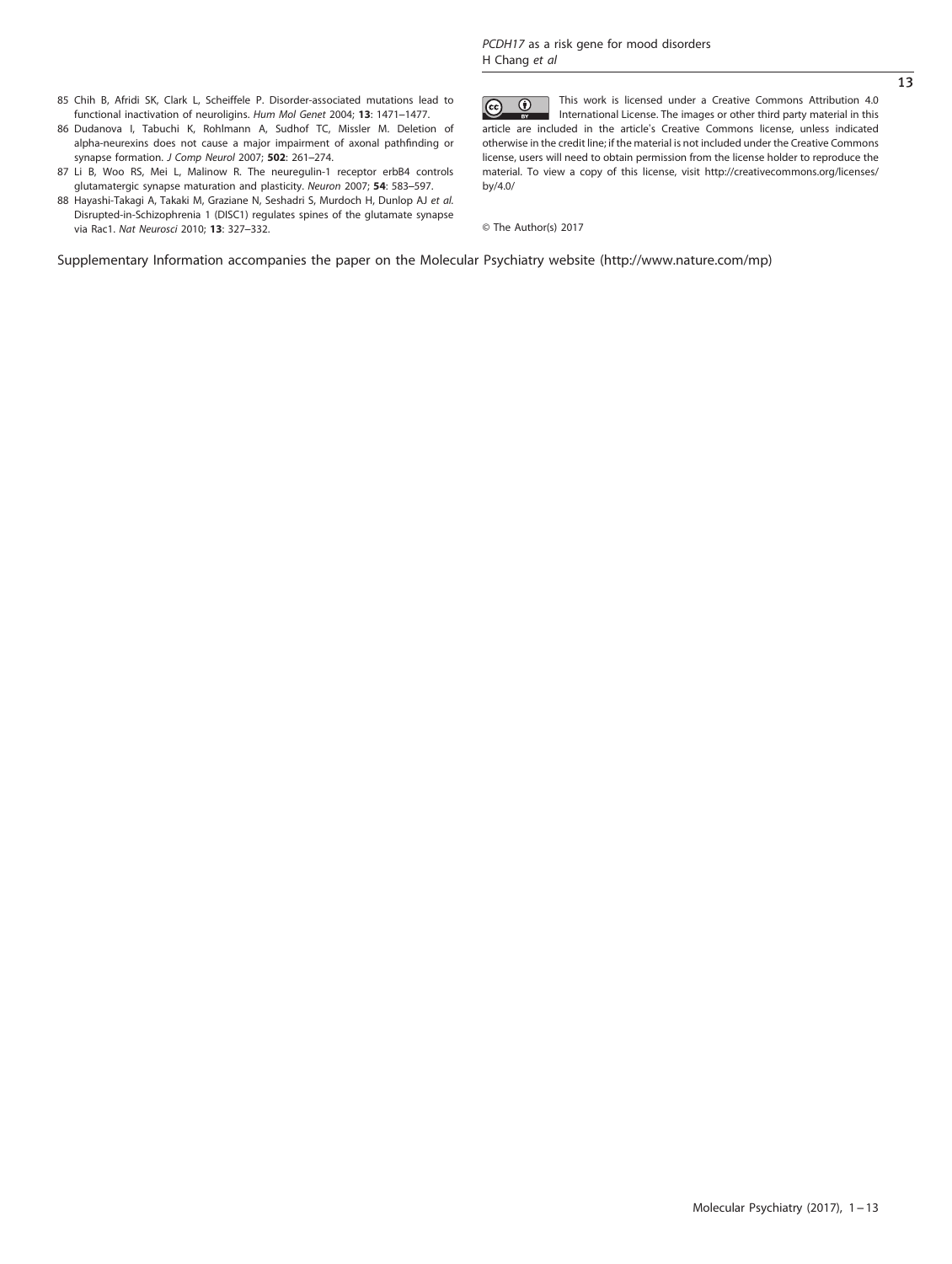85 Chih B, Afridi SK, Clark L, Scheiffele P. Disorder-associated mutations lead to functional inactivation of neuroligins. *Hum Mol Genet* 2004; **13**: 1471–1477.

86 Dudanova I, Tabuchi K, Rohlmann A, Sudhof TC, Missler M. Deletion of alpha-neurexins does not cause a major impairment of axonal pathfinding or synapse formation. *J Comp Neurol* 2007; **502**: 261–274.

87 Li B, Woo RS, Mei L, Malinow R. The neuregulin-1 receptor erbB4 controls glutamatergic synapse maturation and plasticity. *Neuron* 2007; **54**: 583–597.

88 Hayashi-Takagi A, Takaki M, Graziane N, Seshadri S, Murdoch H, Dunlop AJ *et al*. Disrupted-in-Schizophrenia 1 (DISC1) regulates spines of the glutamate synapse via Rac1. *Nat Neurosci* 2010; **13**: 327–332.

This work is licensed under a Creative Commons Attribution 4.0 International License. The images or other third party material in this article are included in the article's Creative Commons license, unless indicated otherwise in the credit line; if the material is not included under the Creative Commons license, users will need to obtain permission from the license holder to reproduce the material. To view a copy of this license, visit http://creativecommons.org/licenses/by/4.0/

© The Author(s) 2017

Supplementary Information accompanies the paper on the Molecular Psychiatry website (http://www.nature.com/mp)